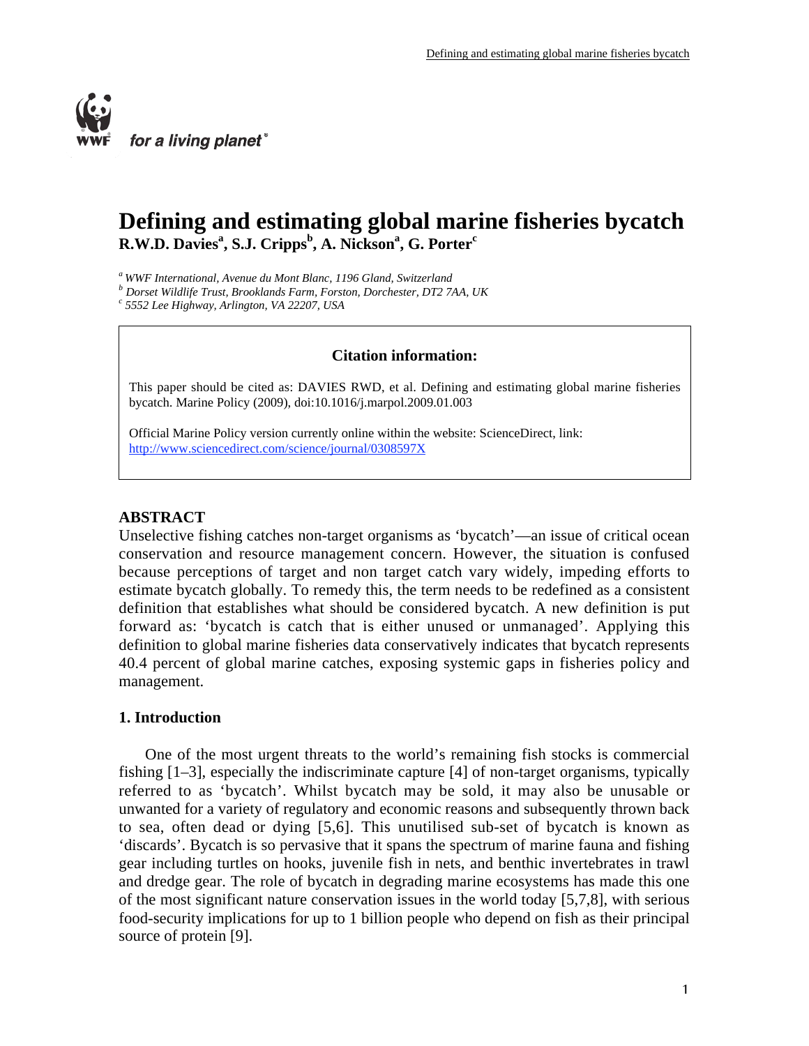# Defining and estimating global marine fisheries bycatch

**R.W.D. Davies[a], S.J. Cripps[b], A. Nickson[a], G. Porter[c]**

[a] *WWF International, Avenue du Mont Blanc, 1196 Gland, Switzerland*
[b] *Dorset Wildlife Trust, Brooklands Farm, Forston, Dorchester, DT2 7AA, UK*
[c] *5552 Lee Highway, Arlington, VA 22207, USA*

> **Citation information:**
>
> This paper should be cited as: DAVIES RWD, et al. Defining and estimating global marine fisheries bycatch. Marine Policy (2009), doi:10.1016/j.marpol.2009.01.003
>
> Official Marine Policy version currently online within the website: ScienceDirect, link: http://www.sciencedirect.com/science/journal/0308597X

## ABSTRACT

Unselective fishing catches non-target organisms as 'bycatch'—an issue of critical ocean conservation and resource management concern. However, the situation is confused because perceptions of target and non target catch vary widely, impeding efforts to estimate bycatch globally. To remedy this, the term needs to be redefined as a consistent definition that establishes what should be considered bycatch. A new definition is put forward as: 'bycatch is catch that is either unused or unmanaged'. Applying this definition to global marine fisheries data conservatively indicates that bycatch represents 40.4 percent of global marine catches, exposing systemic gaps in fisheries policy and management.

## 1. Introduction

One of the most urgent threats to the world's remaining fish stocks is commercial fishing [1–3], especially the indiscriminate capture [4] of non-target organisms, typically referred to as 'bycatch'. Whilst bycatch may be sold, it may also be unusable or unwanted for a variety of regulatory and economic reasons and subsequently thrown back to sea, often dead or dying [5,6]. This unutilised sub-set of bycatch is known as 'discards'. Bycatch is so pervasive that it spans the spectrum of marine fauna and fishing gear including turtles on hooks, juvenile fish in nets, and benthic invertebrates in trawl and dredge gear. The role of bycatch in degrading marine ecosystems has made this one of the most significant nature conservation issues in the world today [5,7,8], with serious food-security implications for up to 1 billion people who depend on fish as their principal source of protein [9].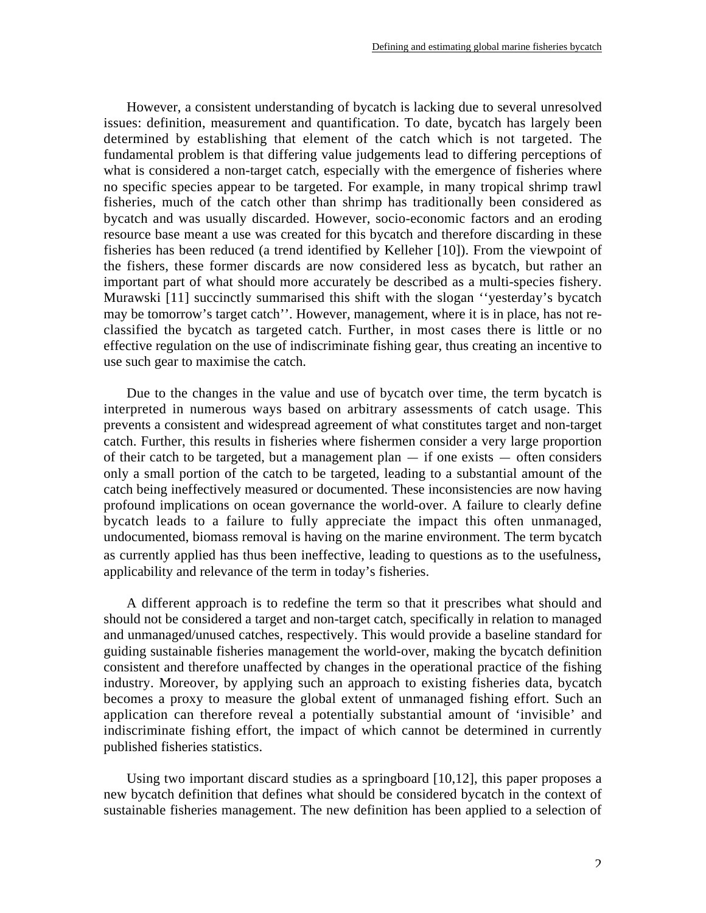However, a consistent understanding of bycatch is lacking due to several unresolved issues: definition, measurement and quantification. To date, bycatch has largely been determined by establishing that element of the catch which is not targeted. The fundamental problem is that differing value judgements lead to differing perceptions of what is considered a non-target catch, especially with the emergence of fisheries where no specific species appear to be targeted. For example, in many tropical shrimp trawl fisheries, much of the catch other than shrimp has traditionally been considered as bycatch and was usually discarded. However, socio-economic factors and an eroding resource base meant a use was created for this bycatch and therefore discarding in these fisheries has been reduced (a trend identified by Kelleher [10]). From the viewpoint of the fishers, these former discards are now considered less as bycatch, but rather an important part of what should more accurately be described as a multi-species fishery. Murawski [11] succinctly summarised this shift with the slogan ''yesterday's bycatch may be tomorrow's target catch''. However, management, where it is in place, has not re-classified the bycatch as targeted catch. Further, in most cases there is little or no effective regulation on the use of indiscriminate fishing gear, thus creating an incentive to use such gear to maximise the catch.

Due to the changes in the value and use of bycatch over time, the term bycatch is interpreted in numerous ways based on arbitrary assessments of catch usage. This prevents a consistent and widespread agreement of what constitutes target and non-target catch. Further, this results in fisheries where fishermen consider a very large proportion of their catch to be targeted, but a management plan — if one exists — often considers only a small portion of the catch to be targeted, leading to a substantial amount of the catch being ineffectively measured or documented. These inconsistencies are now having profound implications on ocean governance the world-over. A failure to clearly define bycatch leads to a failure to fully appreciate the impact this often unmanaged, undocumented, biomass removal is having on the marine environment. The term bycatch as currently applied has thus been ineffective, leading to questions as to the usefulness, applicability and relevance of the term in today's fisheries.

A different approach is to redefine the term so that it prescribes what should and should not be considered a target and non-target catch, specifically in relation to managed and unmanaged/unused catches, respectively. This would provide a baseline standard for guiding sustainable fisheries management the world-over, making the bycatch definition consistent and therefore unaffected by changes in the operational practice of the fishing industry. Moreover, by applying such an approach to existing fisheries data, bycatch becomes a proxy to measure the global extent of unmanaged fishing effort. Such an application can therefore reveal a potentially substantial amount of 'invisible' and indiscriminate fishing effort, the impact of which cannot be determined in currently published fisheries statistics.

Using two important discard studies as a springboard [10,12], this paper proposes a new bycatch definition that defines what should be considered bycatch in the context of sustainable fisheries management. The new definition has been applied to a selection of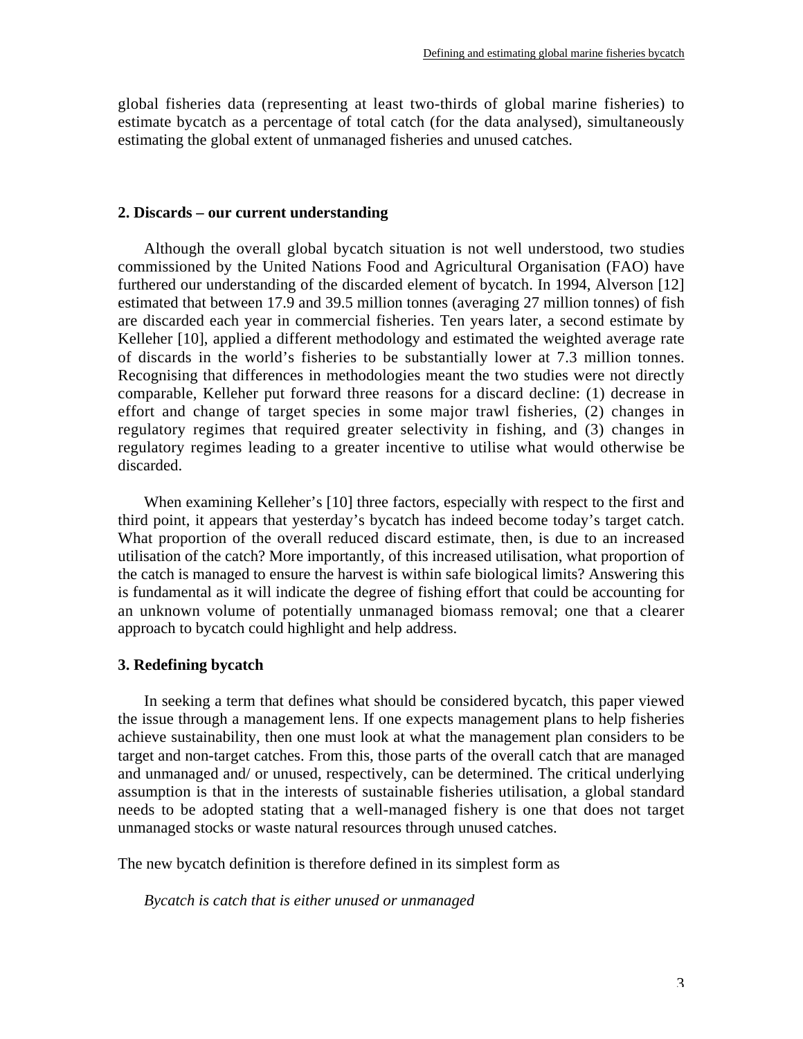global fisheries data (representing at least two-thirds of global marine fisheries) to estimate bycatch as a percentage of total catch (for the data analysed), simultaneously estimating the global extent of unmanaged fisheries and unused catches.

## 2. Discards – our current understanding

Although the overall global bycatch situation is not well understood, two studies commissioned by the United Nations Food and Agricultural Organisation (FAO) have furthered our understanding of the discarded element of bycatch. In 1994, Alverson [12] estimated that between 17.9 and 39.5 million tonnes (averaging 27 million tonnes) of fish are discarded each year in commercial fisheries. Ten years later, a second estimate by Kelleher [10], applied a different methodology and estimated the weighted average rate of discards in the world's fisheries to be substantially lower at 7.3 million tonnes. Recognising that differences in methodologies meant the two studies were not directly comparable, Kelleher put forward three reasons for a discard decline: (1) decrease in effort and change of target species in some major trawl fisheries, (2) changes in regulatory regimes that required greater selectivity in fishing, and (3) changes in regulatory regimes leading to a greater incentive to utilise what would otherwise be discarded.

When examining Kelleher's [10] three factors, especially with respect to the first and third point, it appears that yesterday's bycatch has indeed become today's target catch. What proportion of the overall reduced discard estimate, then, is due to an increased utilisation of the catch? More importantly, of this increased utilisation, what proportion of the catch is managed to ensure the harvest is within safe biological limits? Answering this is fundamental as it will indicate the degree of fishing effort that could be accounting for an unknown volume of potentially unmanaged biomass removal; one that a clearer approach to bycatch could highlight and help address.

## 3. Redefining bycatch

In seeking a term that defines what should be considered bycatch, this paper viewed the issue through a management lens. If one expects management plans to help fisheries achieve sustainability, then one must look at what the management plan considers to be target and non-target catches. From this, those parts of the overall catch that are managed and unmanaged and/ or unused, respectively, can be determined. The critical underlying assumption is that in the interests of sustainable fisheries utilisation, a global standard needs to be adopted stating that a well-managed fishery is one that does not target unmanaged stocks or waste natural resources through unused catches.

The new bycatch definition is therefore defined in its simplest form as

*Bycatch is catch that is either unused or unmanaged*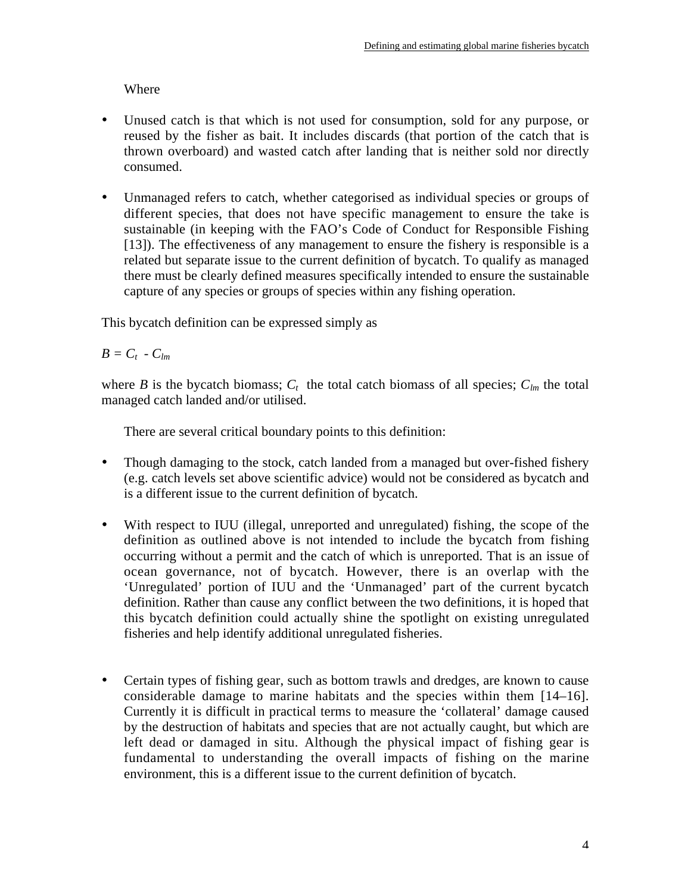Where

- Unused catch is that which is not used for consumption, sold for any purpose, or reused by the fisher as bait. It includes discards (that portion of the catch that is thrown overboard) and wasted catch after landing that is neither sold nor directly consumed.

- Unmanaged refers to catch, whether categorised as individual species or groups of different species, that does not have specific management to ensure the take is sustainable (in keeping with the FAO's Code of Conduct for Responsible Fishing [13]). The effectiveness of any management to ensure the fishery is responsible is a related but separate issue to the current definition of bycatch. To qualify as managed there must be clearly defined measures specifically intended to ensure the sustainable capture of any species or groups of species within any fishing operation.

This bycatch definition can be expressed simply as

$$B = C_t - C_{lm}$$

where $B$ is the bycatch biomass; $C_t$ the total catch biomass of all species; $C_{lm}$ the total managed catch landed and/or utilised.

There are several critical boundary points to this definition:

- Though damaging to the stock, catch landed from a managed but over-fished fishery (e.g. catch levels set above scientific advice) would not be considered as bycatch and is a different issue to the current definition of bycatch.

- With respect to IUU (illegal, unreported and unregulated) fishing, the scope of the definition as outlined above is not intended to include the bycatch from fishing occurring without a permit and the catch of which is unreported. That is an issue of ocean governance, not of bycatch. However, there is an overlap with the 'Unregulated' portion of IUU and the 'Unmanaged' part of the current bycatch definition. Rather than cause any conflict between the two definitions, it is hoped that this bycatch definition could actually shine the spotlight on existing unregulated fisheries and help identify additional unregulated fisheries.

- Certain types of fishing gear, such as bottom trawls and dredges, are known to cause considerable damage to marine habitats and the species within them [14–16]. Currently it is difficult in practical terms to measure the 'collateral' damage caused by the destruction of habitats and species that are not actually caught, but which are left dead or damaged in situ. Although the physical impact of fishing gear is fundamental to understanding the overall impacts of fishing on the marine environment, this is a different issue to the current definition of bycatch.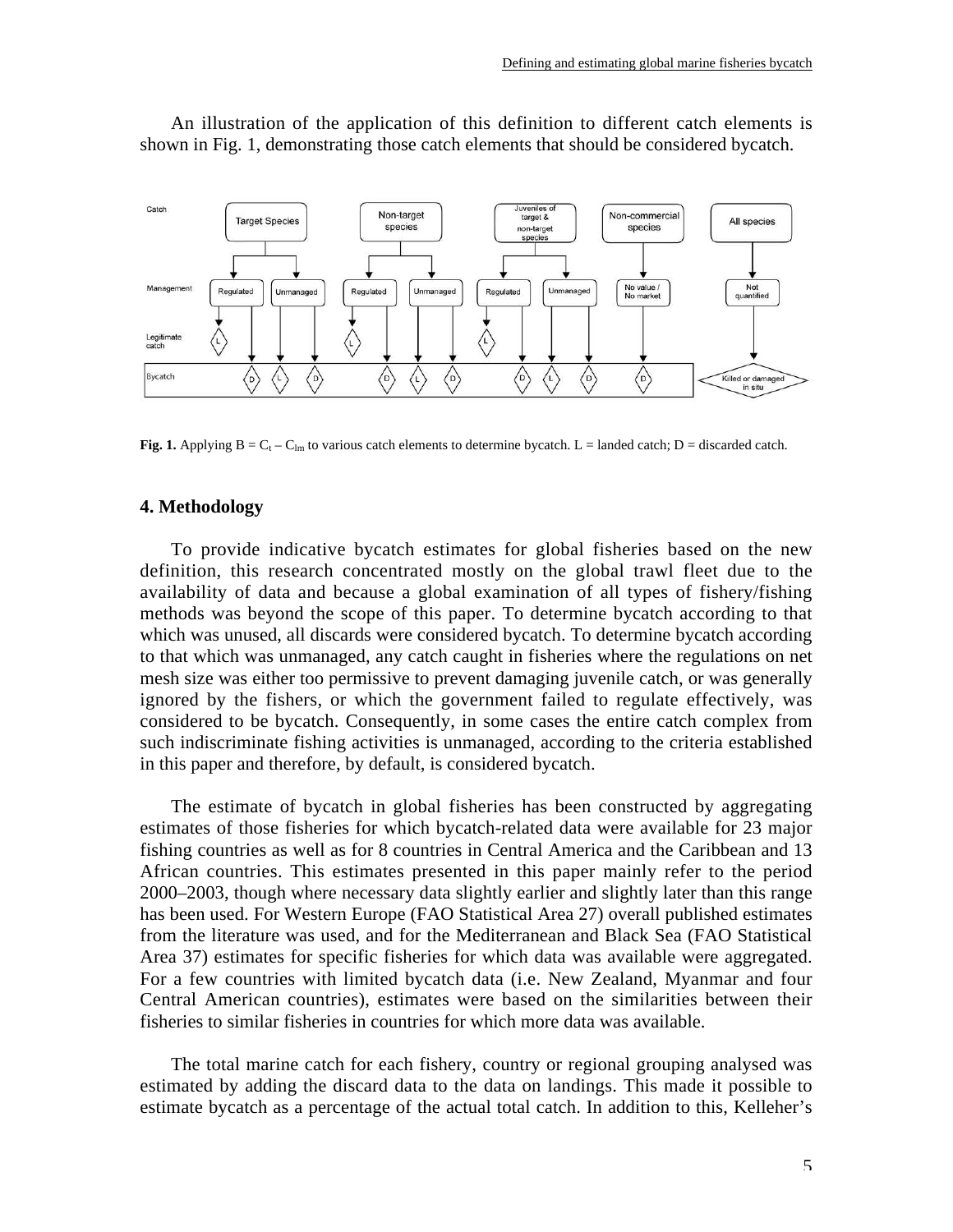An illustration of the application of this definition to different catch elements is shown in Fig. 1, demonstrating those catch elements that should be considered bycatch.

**Fig. 1.** Applying $B = C_t – C_{lm}$ to various catch elements to determine bycatch. L = landed catch; D = discarded catch.

## 4. Methodology

To provide indicative bycatch estimates for global fisheries based on the new definition, this research concentrated mostly on the global trawl fleet due to the availability of data and because a global examination of all types of fishery/fishing methods was beyond the scope of this paper. To determine bycatch according to that which was unused, all discards were considered bycatch. To determine bycatch according to that which was unmanaged, any catch caught in fisheries where the regulations on net mesh size was either too permissive to prevent damaging juvenile catch, or was generally ignored by the fishers, or which the government failed to regulate effectively, was considered to be bycatch. Consequently, in some cases the entire catch complex from such indiscriminate fishing activities is unmanaged, according to the criteria established in this paper and therefore, by default, is considered bycatch.

The estimate of bycatch in global fisheries has been constructed by aggregating estimates of those fisheries for which bycatch-related data were available for 23 major fishing countries as well as for 8 countries in Central America and the Caribbean and 13 African countries. This estimates presented in this paper mainly refer to the period 2000–2003, though where necessary data slightly earlier and slightly later than this range has been used. For Western Europe (FAO Statistical Area 27) overall published estimates from the literature was used, and for the Mediterranean and Black Sea (FAO Statistical Area 37) estimates for specific fisheries for which data was available were aggregated. For a few countries with limited bycatch data (i.e. New Zealand, Myanmar and four Central American countries), estimates were based on the similarities between their fisheries to similar fisheries in countries for which more data was available.

The total marine catch for each fishery, country or regional grouping analysed was estimated by adding the discard data to the data on landings. This made it possible to estimate bycatch as a percentage of the actual total catch. In addition to this, Kelleher's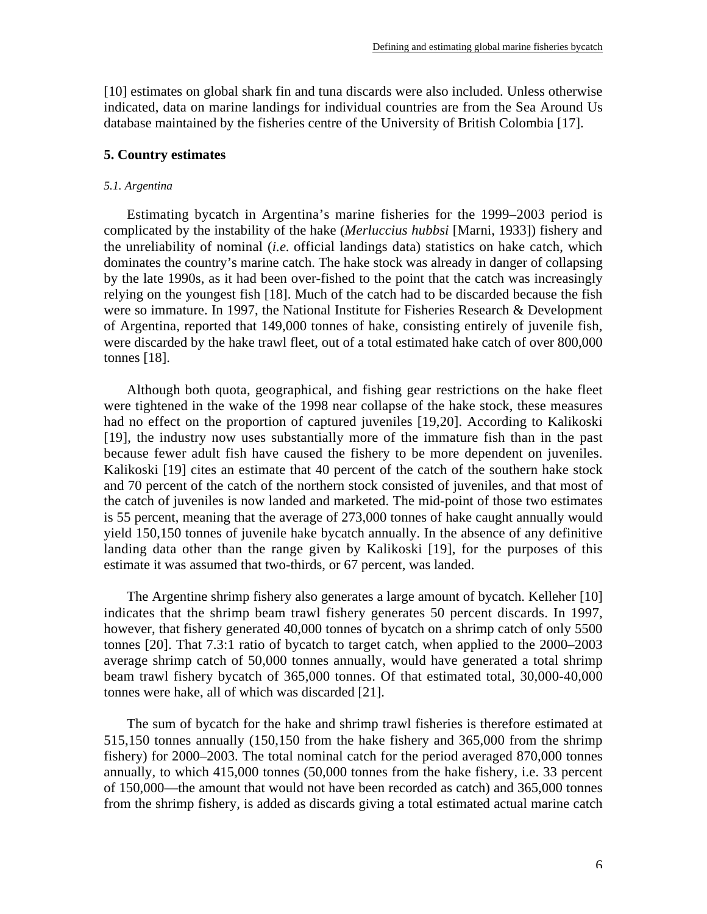[10] estimates on global shark fin and tuna discards were also included. Unless otherwise indicated, data on marine landings for individual countries are from the Sea Around Us database maintained by the fisheries centre of the University of British Colombia [17].

## 5. Country estimates

### *5.1. Argentina*

Estimating bycatch in Argentina's marine fisheries for the 1999–2003 period is complicated by the instability of the hake (*Merluccius hubbsi* [Marni, 1933]) fishery and the unreliability of nominal (*i.e.* official landings data) statistics on hake catch, which dominates the country's marine catch. The hake stock was already in danger of collapsing by the late 1990s, as it had been over-fished to the point that the catch was increasingly relying on the youngest fish [18]. Much of the catch had to be discarded because the fish were so immature. In 1997, the National Institute for Fisheries Research & Development of Argentina, reported that 149,000 tonnes of hake, consisting entirely of juvenile fish, were discarded by the hake trawl fleet, out of a total estimated hake catch of over 800,000 tonnes [18].

Although both quota, geographical, and fishing gear restrictions on the hake fleet were tightened in the wake of the 1998 near collapse of the hake stock, these measures had no effect on the proportion of captured juveniles [19,20]. According to Kalikoski [19], the industry now uses substantially more of the immature fish than in the past because fewer adult fish have caused the fishery to be more dependent on juveniles. Kalikoski [19] cites an estimate that 40 percent of the catch of the southern hake stock and 70 percent of the catch of the northern stock consisted of juveniles, and that most of the catch of juveniles is now landed and marketed. The mid-point of those two estimates is 55 percent, meaning that the average of 273,000 tonnes of hake caught annually would yield 150,150 tonnes of juvenile hake bycatch annually. In the absence of any definitive landing data other than the range given by Kalikoski [19], for the purposes of this estimate it was assumed that two-thirds, or 67 percent, was landed.

The Argentine shrimp fishery also generates a large amount of bycatch. Kelleher [10] indicates that the shrimp beam trawl fishery generates 50 percent discards. In 1997, however, that fishery generated 40,000 tonnes of bycatch on a shrimp catch of only 5500 tonnes [20]. That 7.3:1 ratio of bycatch to target catch, when applied to the 2000–2003 average shrimp catch of 50,000 tonnes annually, would have generated a total shrimp beam trawl fishery bycatch of 365,000 tonnes. Of that estimated total, 30,000-40,000 tonnes were hake, all of which was discarded [21].

The sum of bycatch for the hake and shrimp trawl fisheries is therefore estimated at 515,150 tonnes annually (150,150 from the hake fishery and 365,000 from the shrimp fishery) for 2000–2003. The total nominal catch for the period averaged 870,000 tonnes annually, to which 415,000 tonnes (50,000 tonnes from the hake fishery, i.e. 33 percent of 150,000—the amount that would not have been recorded as catch) and 365,000 tonnes from the shrimp fishery, is added as discards giving a total estimated actual marine catch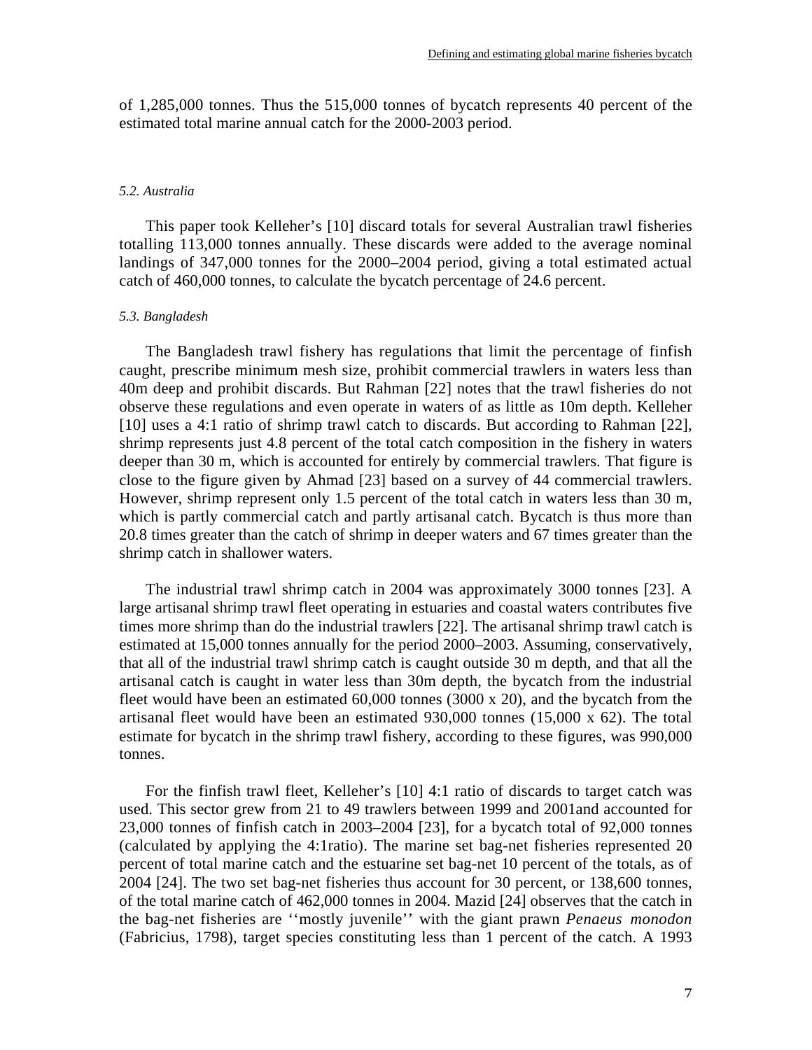of 1,285,000 tonnes. Thus the 515,000 tonnes of bycatch represents 40 percent of the estimated total marine annual catch for the 2000-2003 period.

*5.2. Australia*

This paper took Kelleher's [10] discard totals for several Australian trawl fisheries totalling 113,000 tonnes annually. These discards were added to the average nominal landings of 347,000 tonnes for the 2000–2004 period, giving a total estimated actual catch of 460,000 tonnes, to calculate the bycatch percentage of 24.6 percent.

*5.3. Bangladesh*

The Bangladesh trawl fishery has regulations that limit the percentage of finfish caught, prescribe minimum mesh size, prohibit commercial trawlers in waters less than 40m deep and prohibit discards. But Rahman [22] notes that the trawl fisheries do not observe these regulations and even operate in waters of as little as 10m depth. Kelleher [10] uses a 4:1 ratio of shrimp trawl catch to discards. But according to Rahman [22], shrimp represents just 4.8 percent of the total catch composition in the fishery in waters deeper than 30 m, which is accounted for entirely by commercial trawlers. That figure is close to the figure given by Ahmad [23] based on a survey of 44 commercial trawlers. However, shrimp represent only 1.5 percent of the total catch in waters less than 30 m, which is partly commercial catch and partly artisanal catch. Bycatch is thus more than 20.8 times greater than the catch of shrimp in deeper waters and 67 times greater than the shrimp catch in shallower waters.

The industrial trawl shrimp catch in 2004 was approximately 3000 tonnes [23]. A large artisanal shrimp trawl fleet operating in estuaries and coastal waters contributes five times more shrimp than do the industrial trawlers [22]. The artisanal shrimp trawl catch is estimated at 15,000 tonnes annually for the period 2000–2003. Assuming, conservatively, that all of the industrial trawl shrimp catch is caught outside 30 m depth, and that all the artisanal catch is caught in water less than 30m depth, the bycatch from the industrial fleet would have been an estimated 60,000 tonnes (3000 x 20), and the bycatch from the artisanal fleet would have been an estimated 930,000 tonnes (15,000 x 62). The total estimate for bycatch in the shrimp trawl fishery, according to these figures, was 990,000 tonnes.

For the finfish trawl fleet, Kelleher's [10] 4:1 ratio of discards to target catch was used. This sector grew from 21 to 49 trawlers between 1999 and 2001and accounted for 23,000 tonnes of finfish catch in 2003–2004 [23], for a bycatch total of 92,000 tonnes (calculated by applying the 4:1ratio). The marine set bag-net fisheries represented 20 percent of total marine catch and the estuarine set bag-net 10 percent of the totals, as of 2004 [24]. The two set bag-net fisheries thus account for 30 percent, or 138,600 tonnes, of the total marine catch of 462,000 tonnes in 2004. Mazid [24] observes that the catch in the bag-net fisheries are ''mostly juvenile'' with the giant prawn *Penaeus monodon* (Fabricius, 1798), target species constituting less than 1 percent of the catch. A 1993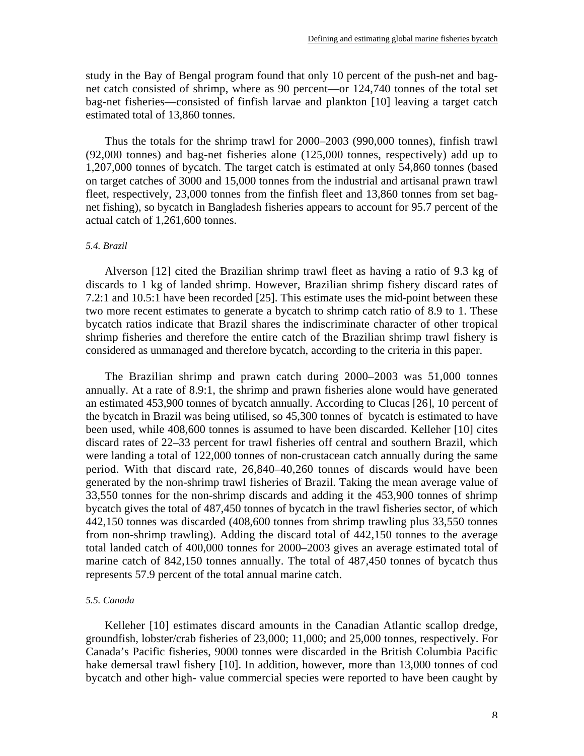study in the Bay of Bengal program found that only 10 percent of the push-net and bag-net catch consisted of shrimp, where as 90 percent—or 124,740 tonnes of the total set bag-net fisheries—consisted of finfish larvae and plankton [10] leaving a target catch estimated total of 13,860 tonnes.

Thus the totals for the shrimp trawl for 2000–2003 (990,000 tonnes), finfish trawl (92,000 tonnes) and bag-net fisheries alone (125,000 tonnes, respectively) add up to 1,207,000 tonnes of bycatch. The target catch is estimated at only 54,860 tonnes (based on target catches of 3000 and 15,000 tonnes from the industrial and artisanal prawn trawl fleet, respectively, 23,000 tonnes from the finfish fleet and 13,860 tonnes from set bag-net fishing), so bycatch in Bangladesh fisheries appears to account for 95.7 percent of the actual catch of 1,261,600 tonnes.

### *5.4. Brazil*

Alverson [12] cited the Brazilian shrimp trawl fleet as having a ratio of 9.3 kg of discards to 1 kg of landed shrimp. However, Brazilian shrimp fishery discard rates of 7.2:1 and 10.5:1 have been recorded [25]. This estimate uses the mid-point between these two more recent estimates to generate a bycatch to shrimp catch ratio of 8.9 to 1. These bycatch ratios indicate that Brazil shares the indiscriminate character of other tropical shrimp fisheries and therefore the entire catch of the Brazilian shrimp trawl fishery is considered as unmanaged and therefore bycatch, according to the criteria in this paper.

The Brazilian shrimp and prawn catch during 2000–2003 was 51,000 tonnes annually. At a rate of 8.9:1, the shrimp and prawn fisheries alone would have generated an estimated 453,900 tonnes of bycatch annually. According to Clucas [26], 10 percent of the bycatch in Brazil was being utilised, so 45,300 tonnes of bycatch is estimated to have been used, while 408,600 tonnes is assumed to have been discarded. Kelleher [10] cites discard rates of 22–33 percent for trawl fisheries off central and southern Brazil, which were landing a total of 122,000 tonnes of non-crustacean catch annually during the same period. With that discard rate, 26,840–40,260 tonnes of discards would have been generated by the non-shrimp trawl fisheries of Brazil. Taking the mean average value of 33,550 tonnes for the non-shrimp discards and adding it the 453,900 tonnes of shrimp bycatch gives the total of 487,450 tonnes of bycatch in the trawl fisheries sector, of which 442,150 tonnes was discarded (408,600 tonnes from shrimp trawling plus 33,550 tonnes from non-shrimp trawling). Adding the discard total of 442,150 tonnes to the average total landed catch of 400,000 tonnes for 2000–2003 gives an average estimated total of marine catch of 842,150 tonnes annually. The total of 487,450 tonnes of bycatch thus represents 57.9 percent of the total annual marine catch.

### *5.5. Canada*

Kelleher [10] estimates discard amounts in the Canadian Atlantic scallop dredge, groundfish, lobster/crab fisheries of 23,000; 11,000; and 25,000 tonnes, respectively. For Canada's Pacific fisheries, 9000 tonnes were discarded in the British Columbia Pacific hake demersal trawl fishery [10]. In addition, however, more than 13,000 tonnes of cod bycatch and other high- value commercial species were reported to have been caught by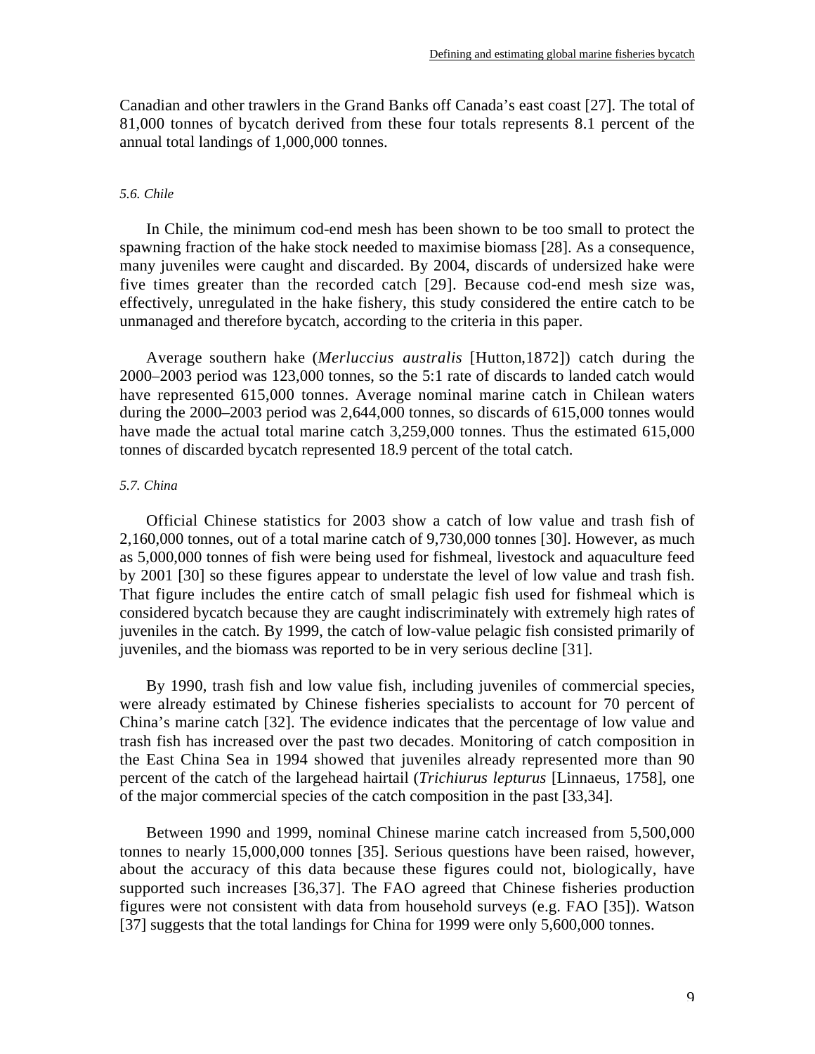Canadian and other trawlers in the Grand Banks off Canada's east coast [27]. The total of 81,000 tonnes of bycatch derived from these four totals represents 8.1 percent of the annual total landings of 1,000,000 tonnes.

### *5.6. Chile*

In Chile, the minimum cod-end mesh has been shown to be too small to protect the spawning fraction of the hake stock needed to maximise biomass [28]. As a consequence, many juveniles were caught and discarded. By 2004, discards of undersized hake were five times greater than the recorded catch [29]. Because cod-end mesh size was, effectively, unregulated in the hake fishery, this study considered the entire catch to be unmanaged and therefore bycatch, according to the criteria in this paper.

Average southern hake (*Merluccius australis* [Hutton,1872]) catch during the 2000–2003 period was 123,000 tonnes, so the 5:1 rate of discards to landed catch would have represented 615,000 tonnes. Average nominal marine catch in Chilean waters during the 2000–2003 period was 2,644,000 tonnes, so discards of 615,000 tonnes would have made the actual total marine catch 3,259,000 tonnes. Thus the estimated 615,000 tonnes of discarded bycatch represented 18.9 percent of the total catch.

### *5.7. China*

Official Chinese statistics for 2003 show a catch of low value and trash fish of 2,160,000 tonnes, out of a total marine catch of 9,730,000 tonnes [30]. However, as much as 5,000,000 tonnes of fish were being used for fishmeal, livestock and aquaculture feed by 2001 [30] so these figures appear to understate the level of low value and trash fish. That figure includes the entire catch of small pelagic fish used for fishmeal which is considered bycatch because they are caught indiscriminately with extremely high rates of juveniles in the catch. By 1999, the catch of low-value pelagic fish consisted primarily of juveniles, and the biomass was reported to be in very serious decline [31].

By 1990, trash fish and low value fish, including juveniles of commercial species, were already estimated by Chinese fisheries specialists to account for 70 percent of China's marine catch [32]. The evidence indicates that the percentage of low value and trash fish has increased over the past two decades. Monitoring of catch composition in the East China Sea in 1994 showed that juveniles already represented more than 90 percent of the catch of the largehead hairtail (*Trichiurus lepturus* [Linnaeus, 1758], one of the major commercial species of the catch composition in the past [33,34].

Between 1990 and 1999, nominal Chinese marine catch increased from 5,500,000 tonnes to nearly 15,000,000 tonnes [35]. Serious questions have been raised, however, about the accuracy of this data because these figures could not, biologically, have supported such increases [36,37]. The FAO agreed that Chinese fisheries production figures were not consistent with data from household surveys (e.g. FAO [35]). Watson [37] suggests that the total landings for China for 1999 were only 5,600,000 tonnes.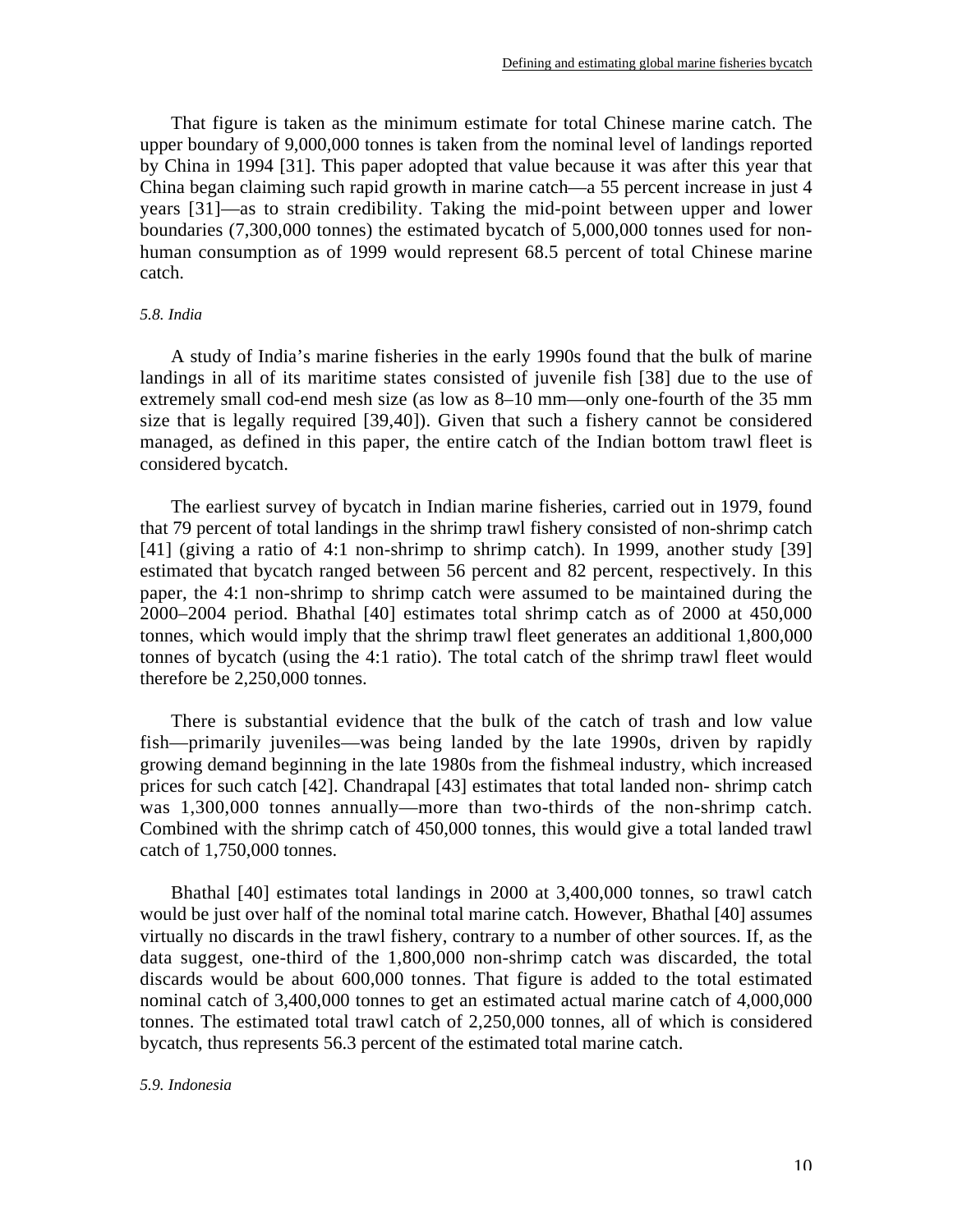That figure is taken as the minimum estimate for total Chinese marine catch. The upper boundary of 9,000,000 tonnes is taken from the nominal level of landings reported by China in 1994 [31]. This paper adopted that value because it was after this year that China began claiming such rapid growth in marine catch—a 55 percent increase in just 4 years [31]—as to strain credibility. Taking the mid-point between upper and lower boundaries (7,300,000 tonnes) the estimated bycatch of 5,000,000 tonnes used for non-human consumption as of 1999 would represent 68.5 percent of total Chinese marine catch.

### *5.8. India*

A study of India's marine fisheries in the early 1990s found that the bulk of marine landings in all of its maritime states consisted of juvenile fish [38] due to the use of extremely small cod-end mesh size (as low as 8–10 mm—only one-fourth of the 35 mm size that is legally required [39,40]). Given that such a fishery cannot be considered managed, as defined in this paper, the entire catch of the Indian bottom trawl fleet is considered bycatch.

The earliest survey of bycatch in Indian marine fisheries, carried out in 1979, found that 79 percent of total landings in the shrimp trawl fishery consisted of non-shrimp catch [41] (giving a ratio of 4:1 non-shrimp to shrimp catch). In 1999, another study [39] estimated that bycatch ranged between 56 percent and 82 percent, respectively. In this paper, the 4:1 non-shrimp to shrimp catch were assumed to be maintained during the 2000–2004 period. Bhathal [40] estimates total shrimp catch as of 2000 at 450,000 tonnes, which would imply that the shrimp trawl fleet generates an additional 1,800,000 tonnes of bycatch (using the 4:1 ratio). The total catch of the shrimp trawl fleet would therefore be 2,250,000 tonnes.

There is substantial evidence that the bulk of the catch of trash and low value fish—primarily juveniles—was being landed by the late 1990s, driven by rapidly growing demand beginning in the late 1980s from the fishmeal industry, which increased prices for such catch [42]. Chandrapal [43] estimates that total landed non- shrimp catch was 1,300,000 tonnes annually—more than two-thirds of the non-shrimp catch. Combined with the shrimp catch of 450,000 tonnes, this would give a total landed trawl catch of 1,750,000 tonnes.

Bhathal [40] estimates total landings in 2000 at 3,400,000 tonnes, so trawl catch would be just over half of the nominal total marine catch. However, Bhathal [40] assumes virtually no discards in the trawl fishery, contrary to a number of other sources. If, as the data suggest, one-third of the 1,800,000 non-shrimp catch was discarded, the total discards would be about 600,000 tonnes. That figure is added to the total estimated nominal catch of 3,400,000 tonnes to get an estimated actual marine catch of 4,000,000 tonnes. The estimated total trawl catch of 2,250,000 tonnes, all of which is considered bycatch, thus represents 56.3 percent of the estimated total marine catch.

### *5.9. Indonesia*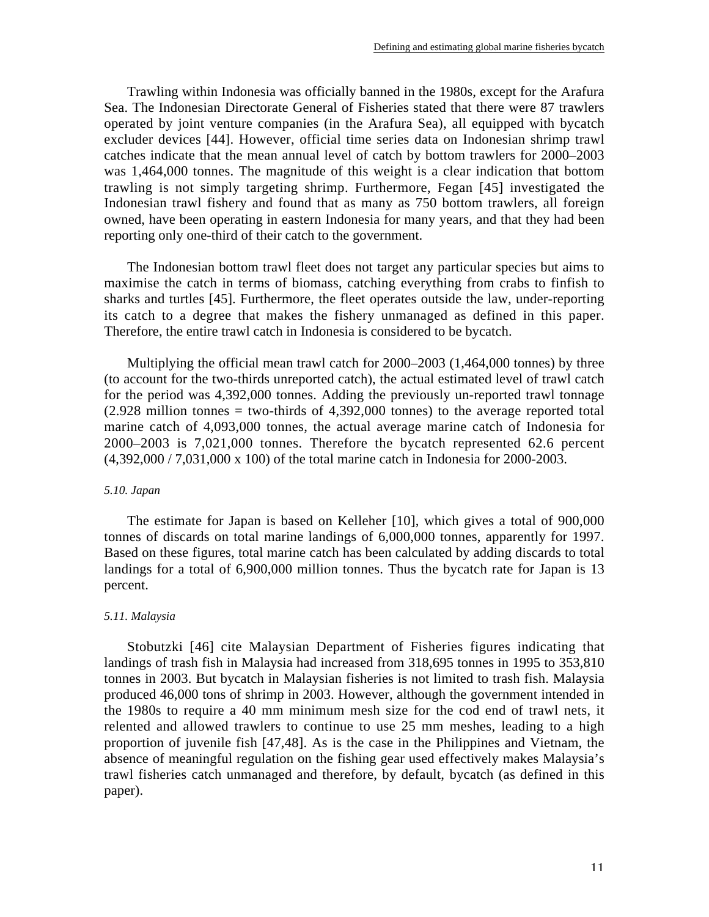Trawling within Indonesia was officially banned in the 1980s, except for the Arafura Sea. The Indonesian Directorate General of Fisheries stated that there were 87 trawlers operated by joint venture companies (in the Arafura Sea), all equipped with bycatch excluder devices [44]. However, official time series data on Indonesian shrimp trawl catches indicate that the mean annual level of catch by bottom trawlers for 2000–2003 was 1,464,000 tonnes. The magnitude of this weight is a clear indication that bottom trawling is not simply targeting shrimp. Furthermore, Fegan [45] investigated the Indonesian trawl fishery and found that as many as 750 bottom trawlers, all foreign owned, have been operating in eastern Indonesia for many years, and that they had been reporting only one-third of their catch to the government.

The Indonesian bottom trawl fleet does not target any particular species but aims to maximise the catch in terms of biomass, catching everything from crabs to finfish to sharks and turtles [45]. Furthermore, the fleet operates outside the law, under-reporting its catch to a degree that makes the fishery unmanaged as defined in this paper. Therefore, the entire trawl catch in Indonesia is considered to be bycatch.

Multiplying the official mean trawl catch for 2000–2003 (1,464,000 tonnes) by three (to account for the two-thirds unreported catch), the actual estimated level of trawl catch for the period was 4,392,000 tonnes. Adding the previously un-reported trawl tonnage (2.928 million tonnes = two-thirds of 4,392,000 tonnes) to the average reported total marine catch of 4,093,000 tonnes, the actual average marine catch of Indonesia for 2000–2003 is 7,021,000 tonnes. Therefore the bycatch represented 62.6 percent (4,392,000 / 7,031,000 x 100) of the total marine catch in Indonesia for 2000-2003.

*5.10. Japan*

The estimate for Japan is based on Kelleher [10], which gives a total of 900,000 tonnes of discards on total marine landings of 6,000,000 tonnes, apparently for 1997. Based on these figures, total marine catch has been calculated by adding discards to total landings for a total of 6,900,000 million tonnes. Thus the bycatch rate for Japan is 13 percent.

*5.11. Malaysia*

Stobutzki [46] cite Malaysian Department of Fisheries figures indicating that landings of trash fish in Malaysia had increased from 318,695 tonnes in 1995 to 353,810 tonnes in 2003. But bycatch in Malaysian fisheries is not limited to trash fish. Malaysia produced 46,000 tons of shrimp in 2003. However, although the government intended in the 1980s to require a 40 mm minimum mesh size for the cod end of trawl nets, it relented and allowed trawlers to continue to use 25 mm meshes, leading to a high proportion of juvenile fish [47,48]. As is the case in the Philippines and Vietnam, the absence of meaningful regulation on the fishing gear used effectively makes Malaysia's trawl fisheries catch unmanaged and therefore, by default, bycatch (as defined in this paper).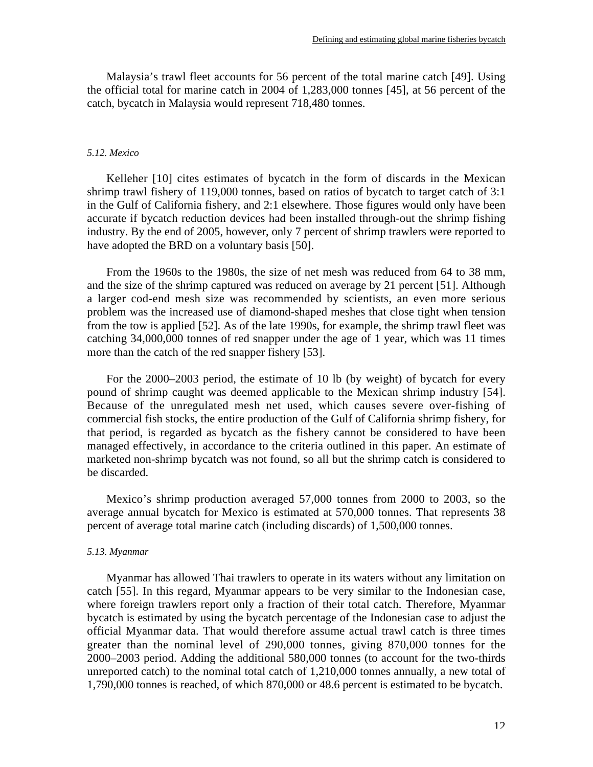Malaysia's trawl fleet accounts for 56 percent of the total marine catch [49]. Using the official total for marine catch in 2004 of 1,283,000 tonnes [45], at 56 percent of the catch, bycatch in Malaysia would represent 718,480 tonnes.

### *5.12. Mexico*

Kelleher [10] cites estimates of bycatch in the form of discards in the Mexican shrimp trawl fishery of 119,000 tonnes, based on ratios of bycatch to target catch of 3:1 in the Gulf of California fishery, and 2:1 elsewhere. Those figures would only have been accurate if bycatch reduction devices had been installed through-out the shrimp fishing industry. By the end of 2005, however, only 7 percent of shrimp trawlers were reported to have adopted the BRD on a voluntary basis [50].

From the 1960s to the 1980s, the size of net mesh was reduced from 64 to 38 mm, and the size of the shrimp captured was reduced on average by 21 percent [51]. Although a larger cod-end mesh size was recommended by scientists, an even more serious problem was the increased use of diamond-shaped meshes that close tight when tension from the tow is applied [52]. As of the late 1990s, for example, the shrimp trawl fleet was catching 34,000,000 tonnes of red snapper under the age of 1 year, which was 11 times more than the catch of the red snapper fishery [53].

For the 2000–2003 period, the estimate of 10 lb (by weight) of bycatch for every pound of shrimp caught was deemed applicable to the Mexican shrimp industry [54]. Because of the unregulated mesh net used, which causes severe over-fishing of commercial fish stocks, the entire production of the Gulf of California shrimp fishery, for that period, is regarded as bycatch as the fishery cannot be considered to have been managed effectively, in accordance to the criteria outlined in this paper. An estimate of marketed non-shrimp bycatch was not found, so all but the shrimp catch is considered to be discarded.

Mexico's shrimp production averaged 57,000 tonnes from 2000 to 2003, so the average annual bycatch for Mexico is estimated at 570,000 tonnes. That represents 38 percent of average total marine catch (including discards) of 1,500,000 tonnes.

### *5.13. Myanmar*

Myanmar has allowed Thai trawlers to operate in its waters without any limitation on catch [55]. In this regard, Myanmar appears to be very similar to the Indonesian case, where foreign trawlers report only a fraction of their total catch. Therefore, Myanmar bycatch is estimated by using the bycatch percentage of the Indonesian case to adjust the official Myanmar data. That would therefore assume actual trawl catch is three times greater than the nominal level of 290,000 tonnes, giving 870,000 tonnes for the 2000–2003 period. Adding the additional 580,000 tonnes (to account for the two-thirds unreported catch) to the nominal total catch of 1,210,000 tonnes annually, a new total of 1,790,000 tonnes is reached, of which 870,000 or 48.6 percent is estimated to be bycatch.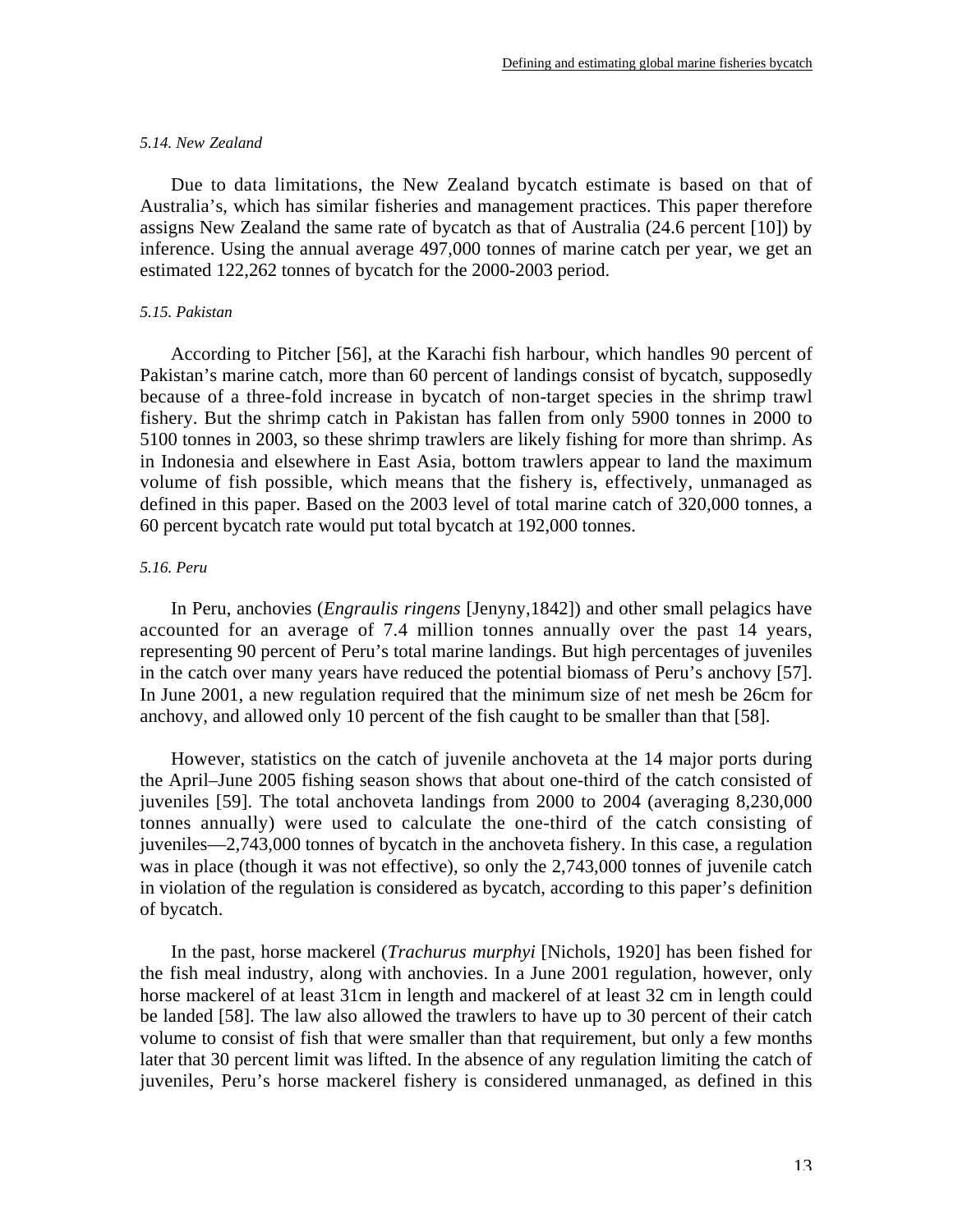*5.14. New Zealand*

Due to data limitations, the New Zealand bycatch estimate is based on that of Australia's, which has similar fisheries and management practices. This paper therefore assigns New Zealand the same rate of bycatch as that of Australia (24.6 percent [10]) by inference. Using the annual average 497,000 tonnes of marine catch per year, we get an estimated 122,262 tonnes of bycatch for the 2000-2003 period.

*5.15. Pakistan*

According to Pitcher [56], at the Karachi fish harbour, which handles 90 percent of Pakistan's marine catch, more than 60 percent of landings consist of bycatch, supposedly because of a three-fold increase in bycatch of non-target species in the shrimp trawl fishery. But the shrimp catch in Pakistan has fallen from only 5900 tonnes in 2000 to 5100 tonnes in 2003, so these shrimp trawlers are likely fishing for more than shrimp. As in Indonesia and elsewhere in East Asia, bottom trawlers appear to land the maximum volume of fish possible, which means that the fishery is, effectively, unmanaged as defined in this paper. Based on the 2003 level of total marine catch of 320,000 tonnes, a 60 percent bycatch rate would put total bycatch at 192,000 tonnes.

*5.16. Peru*

In Peru, anchovies (*Engraulis ringens* [Jenyny,1842]) and other small pelagics have accounted for an average of 7.4 million tonnes annually over the past 14 years, representing 90 percent of Peru's total marine landings. But high percentages of juveniles in the catch over many years have reduced the potential biomass of Peru's anchovy [57]. In June 2001, a new regulation required that the minimum size of net mesh be 26cm for anchovy, and allowed only 10 percent of the fish caught to be smaller than that [58].

However, statistics on the catch of juvenile anchoveta at the 14 major ports during the April–June 2005 fishing season shows that about one-third of the catch consisted of juveniles [59]. The total anchoveta landings from 2000 to 2004 (averaging 8,230,000 tonnes annually) were used to calculate the one-third of the catch consisting of juveniles—2,743,000 tonnes of bycatch in the anchoveta fishery. In this case, a regulation was in place (though it was not effective), so only the 2,743,000 tonnes of juvenile catch in violation of the regulation is considered as bycatch, according to this paper's definition of bycatch.

In the past, horse mackerel (*Trachurus murphyi* [Nichols, 1920] has been fished for the fish meal industry, along with anchovies. In a June 2001 regulation, however, only horse mackerel of at least 31cm in length and mackerel of at least 32 cm in length could be landed [58]. The law also allowed the trawlers to have up to 30 percent of their catch volume to consist of fish that were smaller than that requirement, but only a few months later that 30 percent limit was lifted. In the absence of any regulation limiting the catch of juveniles, Peru's horse mackerel fishery is considered unmanaged, as defined in this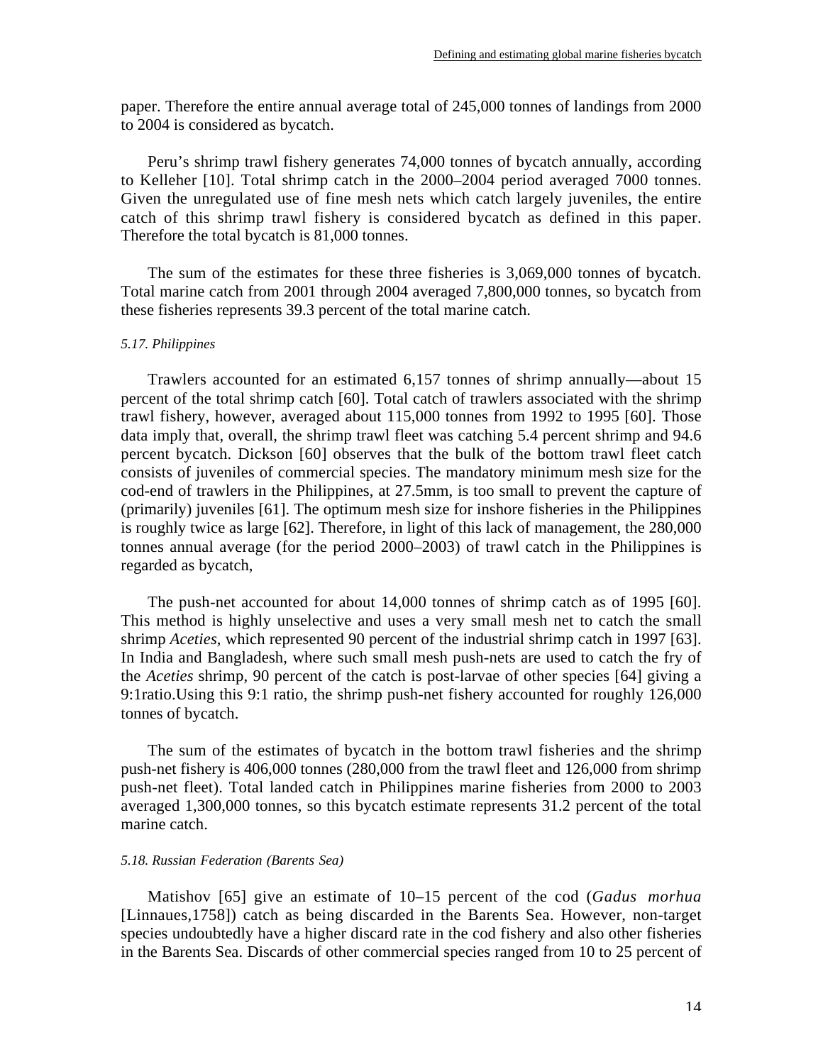paper. Therefore the entire annual average total of 245,000 tonnes of landings from 2000 to 2004 is considered as bycatch.

Peru's shrimp trawl fishery generates 74,000 tonnes of bycatch annually, according to Kelleher [10]. Total shrimp catch in the 2000–2004 period averaged 7000 tonnes. Given the unregulated use of fine mesh nets which catch largely juveniles, the entire catch of this shrimp trawl fishery is considered bycatch as defined in this paper. Therefore the total bycatch is 81,000 tonnes.

The sum of the estimates for these three fisheries is 3,069,000 tonnes of bycatch. Total marine catch from 2001 through 2004 averaged 7,800,000 tonnes, so bycatch from these fisheries represents 39.3 percent of the total marine catch.

#### *5.17. Philippines*

Trawlers accounted for an estimated 6,157 tonnes of shrimp annually—about 15 percent of the total shrimp catch [60]. Total catch of trawlers associated with the shrimp trawl fishery, however, averaged about 115,000 tonnes from 1992 to 1995 [60]. Those data imply that, overall, the shrimp trawl fleet was catching 5.4 percent shrimp and 94.6 percent bycatch. Dickson [60] observes that the bulk of the bottom trawl fleet catch consists of juveniles of commercial species. The mandatory minimum mesh size for the cod-end of trawlers in the Philippines, at 27.5mm, is too small to prevent the capture of (primarily) juveniles [61]. The optimum mesh size for inshore fisheries in the Philippines is roughly twice as large [62]. Therefore, in light of this lack of management, the 280,000 tonnes annual average (for the period 2000–2003) of trawl catch in the Philippines is regarded as bycatch,

The push-net accounted for about 14,000 tonnes of shrimp catch as of 1995 [60]. This method is highly unselective and uses a very small mesh net to catch the small shrimp *Aceties*, which represented 90 percent of the industrial shrimp catch in 1997 [63]. In India and Bangladesh, where such small mesh push-nets are used to catch the fry of the *Aceties* shrimp, 90 percent of the catch is post-larvae of other species [64] giving a 9:1ratio.Using this 9:1 ratio, the shrimp push-net fishery accounted for roughly 126,000 tonnes of bycatch.

The sum of the estimates of bycatch in the bottom trawl fisheries and the shrimp push-net fishery is 406,000 tonnes (280,000 from the trawl fleet and 126,000 from shrimp push-net fleet). Total landed catch in Philippines marine fisheries from 2000 to 2003 averaged 1,300,000 tonnes, so this bycatch estimate represents 31.2 percent of the total marine catch.

#### *5.18. Russian Federation (Barents Sea)*

Matishov [65] give an estimate of 10–15 percent of the cod (*Gadus morhua* [Linnaues,1758]) catch as being discarded in the Barents Sea. However, non-target species undoubtedly have a higher discard rate in the cod fishery and also other fisheries in the Barents Sea. Discards of other commercial species ranged from 10 to 25 percent of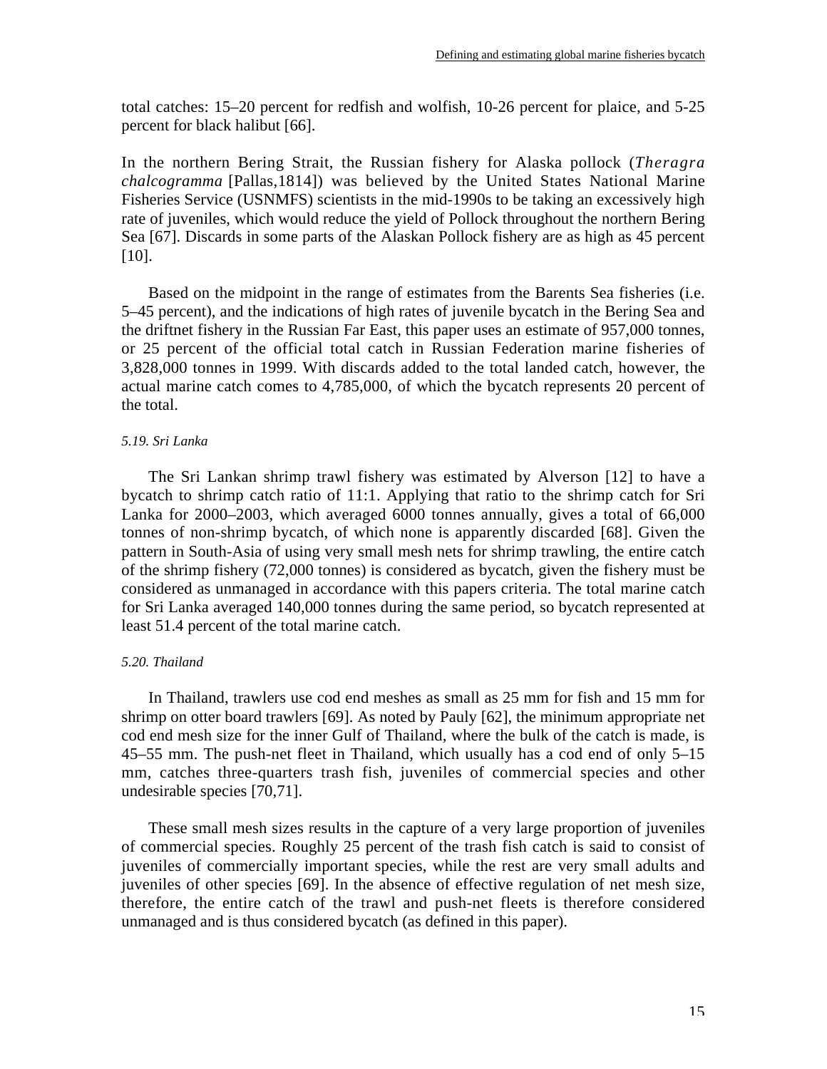total catches: 15–20 percent for redfish and wolfish, 10-26 percent for plaice, and 5-25 percent for black halibut [66].

In the northern Bering Strait, the Russian fishery for Alaska pollock (*Theragra chalcogramma* [Pallas,1814]) was believed by the United States National Marine Fisheries Service (USNMFS) scientists in the mid-1990s to be taking an excessively high rate of juveniles, which would reduce the yield of Pollock throughout the northern Bering Sea [67]. Discards in some parts of the Alaskan Pollock fishery are as high as 45 percent [10].

Based on the midpoint in the range of estimates from the Barents Sea fisheries (i.e. 5–45 percent), and the indications of high rates of juvenile bycatch in the Bering Sea and the driftnet fishery in the Russian Far East, this paper uses an estimate of 957,000 tonnes, or 25 percent of the official total catch in Russian Federation marine fisheries of 3,828,000 tonnes in 1999. With discards added to the total landed catch, however, the actual marine catch comes to 4,785,000, of which the bycatch represents 20 percent of the total.

### *5.19. Sri Lanka*

The Sri Lankan shrimp trawl fishery was estimated by Alverson [12] to have a bycatch to shrimp catch ratio of 11:1. Applying that ratio to the shrimp catch for Sri Lanka for 2000–2003, which averaged 6000 tonnes annually, gives a total of 66,000 tonnes of non-shrimp bycatch, of which none is apparently discarded [68]. Given the pattern in South-Asia of using very small mesh nets for shrimp trawling, the entire catch of the shrimp fishery (72,000 tonnes) is considered as bycatch, given the fishery must be considered as unmanaged in accordance with this papers criteria. The total marine catch for Sri Lanka averaged 140,000 tonnes during the same period, so bycatch represented at least 51.4 percent of the total marine catch.

### *5.20. Thailand*

In Thailand, trawlers use cod end meshes as small as 25 mm for fish and 15 mm for shrimp on otter board trawlers [69]. As noted by Pauly [62], the minimum appropriate net cod end mesh size for the inner Gulf of Thailand, where the bulk of the catch is made, is 45–55 mm. The push-net fleet in Thailand, which usually has a cod end of only 5–15 mm, catches three-quarters trash fish, juveniles of commercial species and other undesirable species [70,71].

These small mesh sizes results in the capture of a very large proportion of juveniles of commercial species. Roughly 25 percent of the trash fish catch is said to consist of juveniles of commercially important species, while the rest are very small adults and juveniles of other species [69]. In the absence of effective regulation of net mesh size, therefore, the entire catch of the trawl and push-net fleets is therefore considered unmanaged and is thus considered bycatch (as defined in this paper).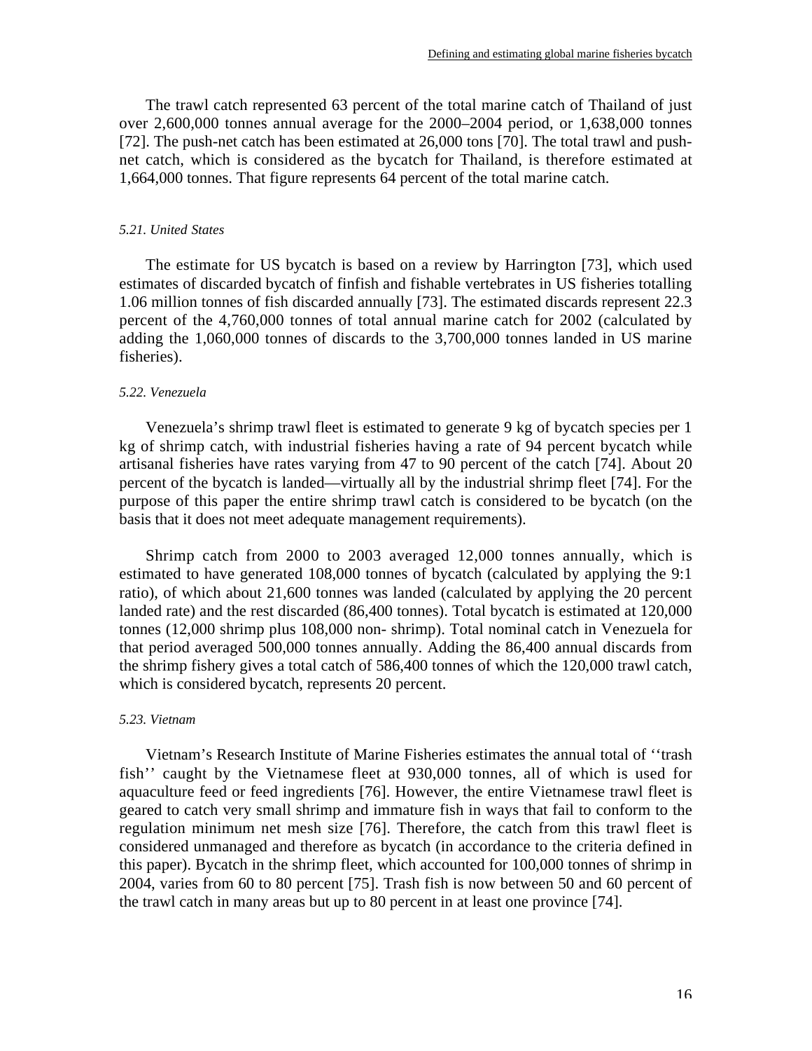The trawl catch represented 63 percent of the total marine catch of Thailand of just over 2,600,000 tonnes annual average for the 2000–2004 period, or 1,638,000 tonnes [72]. The push-net catch has been estimated at 26,000 tons [70]. The total trawl and push-net catch, which is considered as the bycatch for Thailand, is therefore estimated at 1,664,000 tonnes. That figure represents 64 percent of the total marine catch.

### *5.21. United States*

The estimate for US bycatch is based on a review by Harrington [73], which used estimates of discarded bycatch of finfish and fishable vertebrates in US fisheries totalling 1.06 million tonnes of fish discarded annually [73]. The estimated discards represent 22.3 percent of the 4,760,000 tonnes of total annual marine catch for 2002 (calculated by adding the 1,060,000 tonnes of discards to the 3,700,000 tonnes landed in US marine fisheries).

### *5.22. Venezuela*

Venezuela's shrimp trawl fleet is estimated to generate 9 kg of bycatch species per 1 kg of shrimp catch, with industrial fisheries having a rate of 94 percent bycatch while artisanal fisheries have rates varying from 47 to 90 percent of the catch [74]. About 20 percent of the bycatch is landed—virtually all by the industrial shrimp fleet [74]. For the purpose of this paper the entire shrimp trawl catch is considered to be bycatch (on the basis that it does not meet adequate management requirements).

Shrimp catch from 2000 to 2003 averaged 12,000 tonnes annually, which is estimated to have generated 108,000 tonnes of bycatch (calculated by applying the 9:1 ratio), of which about 21,600 tonnes was landed (calculated by applying the 20 percent landed rate) and the rest discarded (86,400 tonnes). Total bycatch is estimated at 120,000 tonnes (12,000 shrimp plus 108,000 non- shrimp). Total nominal catch in Venezuela for that period averaged 500,000 tonnes annually. Adding the 86,400 annual discards from the shrimp fishery gives a total catch of 586,400 tonnes of which the 120,000 trawl catch, which is considered bycatch, represents 20 percent.

### *5.23. Vietnam*

Vietnam's Research Institute of Marine Fisheries estimates the annual total of ''trash fish'' caught by the Vietnamese fleet at 930,000 tonnes, all of which is used for aquaculture feed or feed ingredients [76]. However, the entire Vietnamese trawl fleet is geared to catch very small shrimp and immature fish in ways that fail to conform to the regulation minimum net mesh size [76]. Therefore, the catch from this trawl fleet is considered unmanaged and therefore as bycatch (in accordance to the criteria defined in this paper). Bycatch in the shrimp fleet, which accounted for 100,000 tonnes of shrimp in 2004, varies from 60 to 80 percent [75]. Trash fish is now between 50 and 60 percent of the trawl catch in many areas but up to 80 percent in at least one province [74].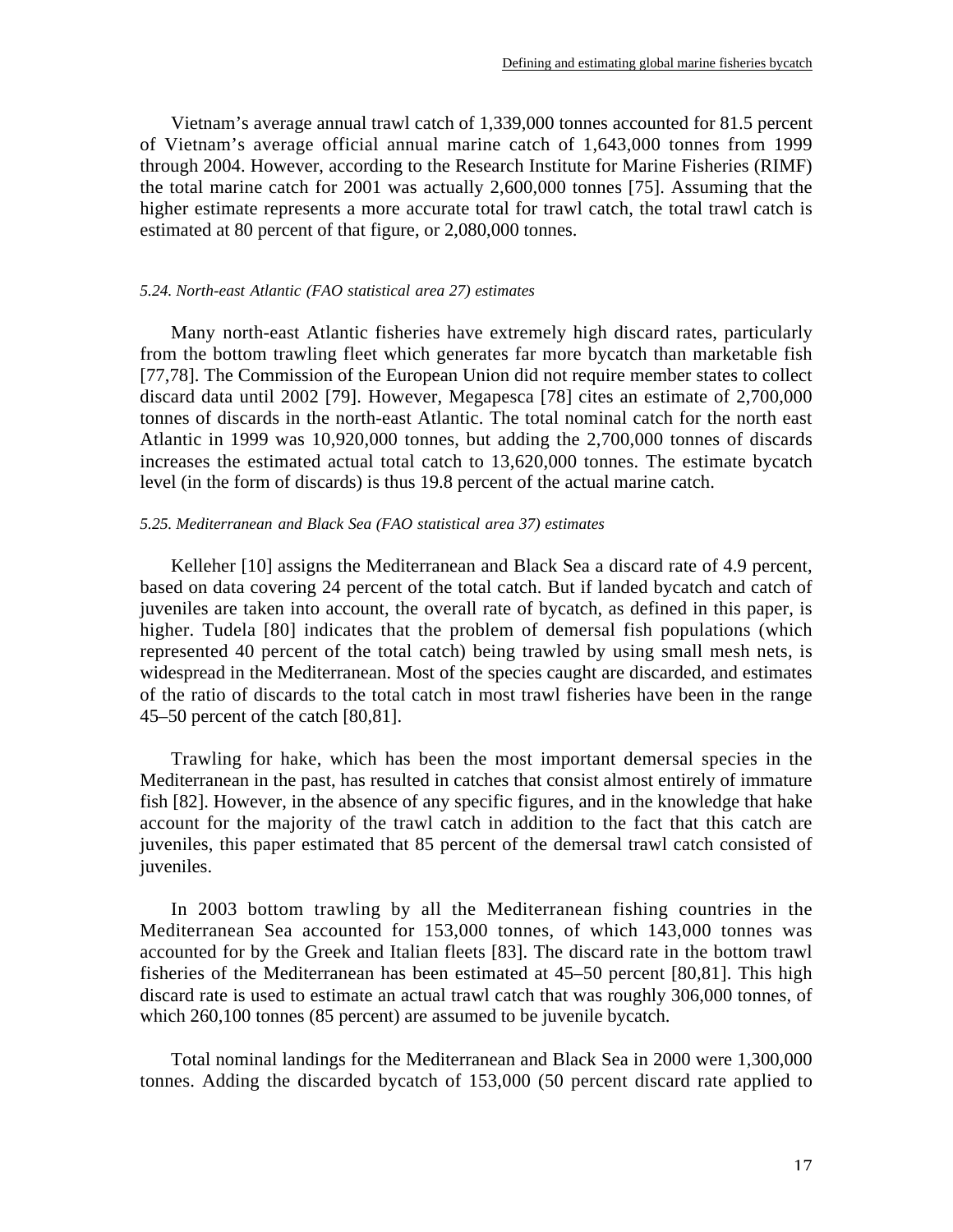Vietnam's average annual trawl catch of 1,339,000 tonnes accounted for 81.5 percent of Vietnam's average official annual marine catch of 1,643,000 tonnes from 1999 through 2004. However, according to the Research Institute for Marine Fisheries (RIMF) the total marine catch for 2001 was actually 2,600,000 tonnes [75]. Assuming that the higher estimate represents a more accurate total for trawl catch, the total trawl catch is estimated at 80 percent of that figure, or 2,080,000 tonnes.

*5.24. North-east Atlantic (FAO statistical area 27) estimates*

Many north-east Atlantic fisheries have extremely high discard rates, particularly from the bottom trawling fleet which generates far more bycatch than marketable fish [77,78]. The Commission of the European Union did not require member states to collect discard data until 2002 [79]. However, Megapesca [78] cites an estimate of 2,700,000 tonnes of discards in the north-east Atlantic. The total nominal catch for the north east Atlantic in 1999 was 10,920,000 tonnes, but adding the 2,700,000 tonnes of discards increases the estimated actual total catch to 13,620,000 tonnes. The estimate bycatch level (in the form of discards) is thus 19.8 percent of the actual marine catch.

*5.25. Mediterranean and Black Sea (FAO statistical area 37) estimates*

Kelleher [10] assigns the Mediterranean and Black Sea a discard rate of 4.9 percent, based on data covering 24 percent of the total catch. But if landed bycatch and catch of juveniles are taken into account, the overall rate of bycatch, as defined in this paper, is higher. Tudela [80] indicates that the problem of demersal fish populations (which represented 40 percent of the total catch) being trawled by using small mesh nets, is widespread in the Mediterranean. Most of the species caught are discarded, and estimates of the ratio of discards to the total catch in most trawl fisheries have been in the range 45–50 percent of the catch [80,81].

Trawling for hake, which has been the most important demersal species in the Mediterranean in the past, has resulted in catches that consist almost entirely of immature fish [82]. However, in the absence of any specific figures, and in the knowledge that hake account for the majority of the trawl catch in addition to the fact that this catch are juveniles, this paper estimated that 85 percent of the demersal trawl catch consisted of juveniles.

In 2003 bottom trawling by all the Mediterranean fishing countries in the Mediterranean Sea accounted for 153,000 tonnes, of which 143,000 tonnes was accounted for by the Greek and Italian fleets [83]. The discard rate in the bottom trawl fisheries of the Mediterranean has been estimated at 45–50 percent [80,81]. This high discard rate is used to estimate an actual trawl catch that was roughly 306,000 tonnes, of which 260,100 tonnes (85 percent) are assumed to be juvenile bycatch.

Total nominal landings for the Mediterranean and Black Sea in 2000 were 1,300,000 tonnes. Adding the discarded bycatch of 153,000 (50 percent discard rate applied to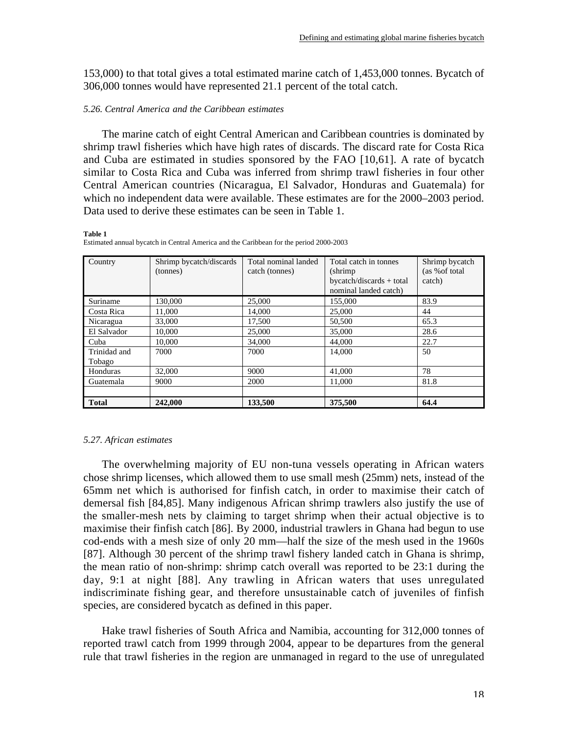153,000) to that total gives a total estimated marine catch of 1,453,000 tonnes. Bycatch of 306,000 tonnes would have represented 21.1 percent of the total catch.

*5.26. Central America and the Caribbean estimates*

The marine catch of eight Central American and Caribbean countries is dominated by shrimp trawl fisheries which have high rates of discards. The discard rate for Costa Rica and Cuba are estimated in studies sponsored by the FAO [10,61]. A rate of bycatch similar to Costa Rica and Cuba was inferred from shrimp trawl fisheries in four other Central American countries (Nicaragua, El Salvador, Honduras and Guatemala) for which no independent data were available. These estimates are for the 2000–2003 period. Data used to derive these estimates can be seen in Table 1.

**Table 1**
Estimated annual bycatch in Central America and the Caribbean for the period 2000-2003

| Country | Shrimp bycatch/discards (tonnes) | Total nominal landed catch (tonnes) | Total catch in tonnes (shrimp bycatch/discards + total nominal landed catch) | Shrimp bycatch (as %of total catch) |
|---|---|---|---|---|
| Suriname | 130,000 | 25,000 | 155,000 | 83.9 |
| Costa Rica | 11,000 | 14,000 | 25,000 | 44 |
| Nicaragua | 33,000 | 17,500 | 50,500 | 65.3 |
| El Salvador | 10,000 | 25,000 | 35,000 | 28.6 |
| Cuba | 10,000 | 34,000 | 44,000 | 22.7 |
| Trinidad and Tobago | 7000 | 7000 | 14,000 | 50 |
| Honduras | 32,000 | 9000 | 41,000 | 78 |
| Guatemala | 9000 | 2000 | 11,000 | 81.8 |
| | | | | |
| **Total** | **242,000** | **133,500** | **375,500** | **64.4** |

*5.27. African estimates*

The overwhelming majority of EU non-tuna vessels operating in African waters chose shrimp licenses, which allowed them to use small mesh (25mm) nets, instead of the 65mm net which is authorised for finfish catch, in order to maximise their catch of demersal fish [84,85]. Many indigenous African shrimp trawlers also justify the use of the smaller-mesh nets by claiming to target shrimp when their actual objective is to maximise their finfish catch [86]. By 2000, industrial trawlers in Ghana had begun to use cod-ends with a mesh size of only 20 mm—half the size of the mesh used in the 1960s [87]. Although 30 percent of the shrimp trawl fishery landed catch in Ghana is shrimp, the mean ratio of non-shrimp: shrimp catch overall was reported to be 23:1 during the day, 9:1 at night [88]. Any trawling in African waters that uses unregulated indiscriminate fishing gear, and therefore unsustainable catch of juveniles of finfish species, are considered bycatch as defined in this paper.

Hake trawl fisheries of South Africa and Namibia, accounting for 312,000 tonnes of reported trawl catch from 1999 through 2004, appear to be departures from the general rule that trawl fisheries in the region are unmanaged in regard to the use of unregulated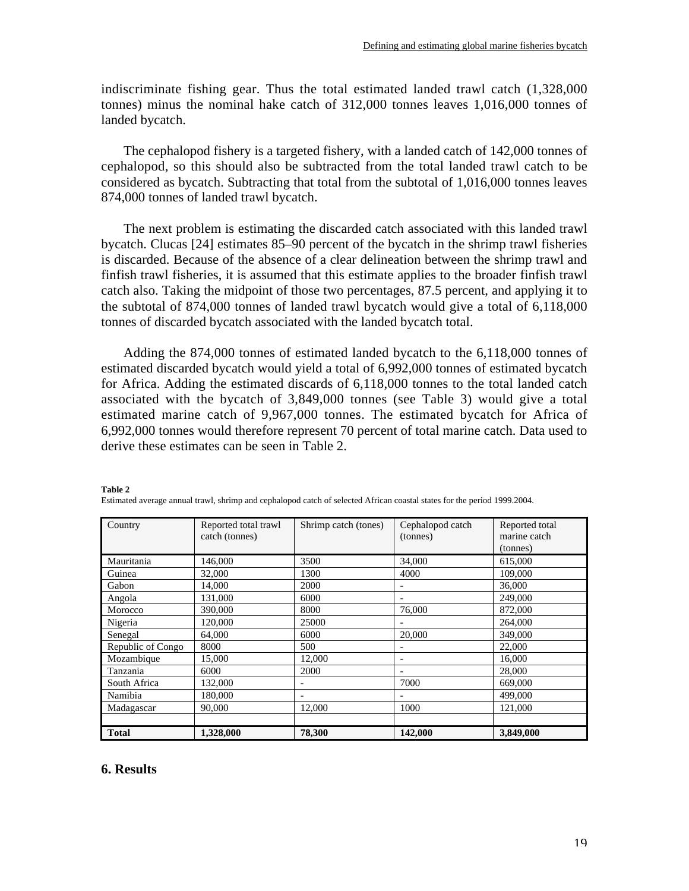indiscriminate fishing gear. Thus the total estimated landed trawl catch (1,328,000 tonnes) minus the nominal hake catch of 312,000 tonnes leaves 1,016,000 tonnes of landed bycatch.

The cephalopod fishery is a targeted fishery, with a landed catch of 142,000 tonnes of cephalopod, so this should also be subtracted from the total landed trawl catch to be considered as bycatch. Subtracting that total from the subtotal of 1,016,000 tonnes leaves 874,000 tonnes of landed trawl bycatch.

The next problem is estimating the discarded catch associated with this landed trawl bycatch. Clucas [24] estimates 85–90 percent of the bycatch in the shrimp trawl fisheries is discarded. Because of the absence of a clear delineation between the shrimp trawl and finfish trawl fisheries, it is assumed that this estimate applies to the broader finfish trawl catch also. Taking the midpoint of those two percentages, 87.5 percent, and applying it to the subtotal of 874,000 tonnes of landed trawl bycatch would give a total of 6,118,000 tonnes of discarded bycatch associated with the landed bycatch total.

Adding the 874,000 tonnes of estimated landed bycatch to the 6,118,000 tonnes of estimated discarded bycatch would yield a total of 6,992,000 tonnes of estimated bycatch for Africa. Adding the estimated discards of 6,118,000 tonnes to the total landed catch associated with the bycatch of 3,849,000 tonnes (see Table 3) would give a total estimated marine catch of 9,967,000 tonnes. The estimated bycatch for Africa of 6,992,000 tonnes would therefore represent 70 percent of total marine catch. Data used to derive these estimates can be seen in Table 2.

**Table 2**
Estimated average annual trawl, shrimp and cephalopod catch of selected African coastal states for the period 1999.2004.

| Country | Reported total trawl catch (tonnes) | Shrimp catch (tones) | Cephalopod catch (tonnes) | Reported total marine catch (tonnes) |
|---|---|---|---|---|
| Mauritania | 146,000 | 3500 | 34,000 | 615,000 |
| Guinea | 32,000 | 1300 | 4000 | 109,000 |
| Gabon | 14,000 | 2000 | - | 36,000 |
| Angola | 131,000 | 6000 | - | 249,000 |
| Morocco | 390,000 | 8000 | 76,000 | 872,000 |
| Nigeria | 120,000 | 25000 | - | 264,000 |
| Senegal | 64,000 | 6000 | 20,000 | 349,000 |
| Republic of Congo | 8000 | 500 | - | 22,000 |
| Mozambique | 15,000 | 12,000 | - | 16,000 |
| Tanzania | 6000 | 2000 | - | 28,000 |
| South Africa | 132,000 | - | 7000 | 669,000 |
| Namibia | 180,000 | - | - | 499,000 |
| Madagascar | 90,000 | 12,000 | 1000 | 121,000 |
| | | | | |
| **Total** | **1,328,000** | **78,300** | **142,000** | **3,849,000** |

## 6. Results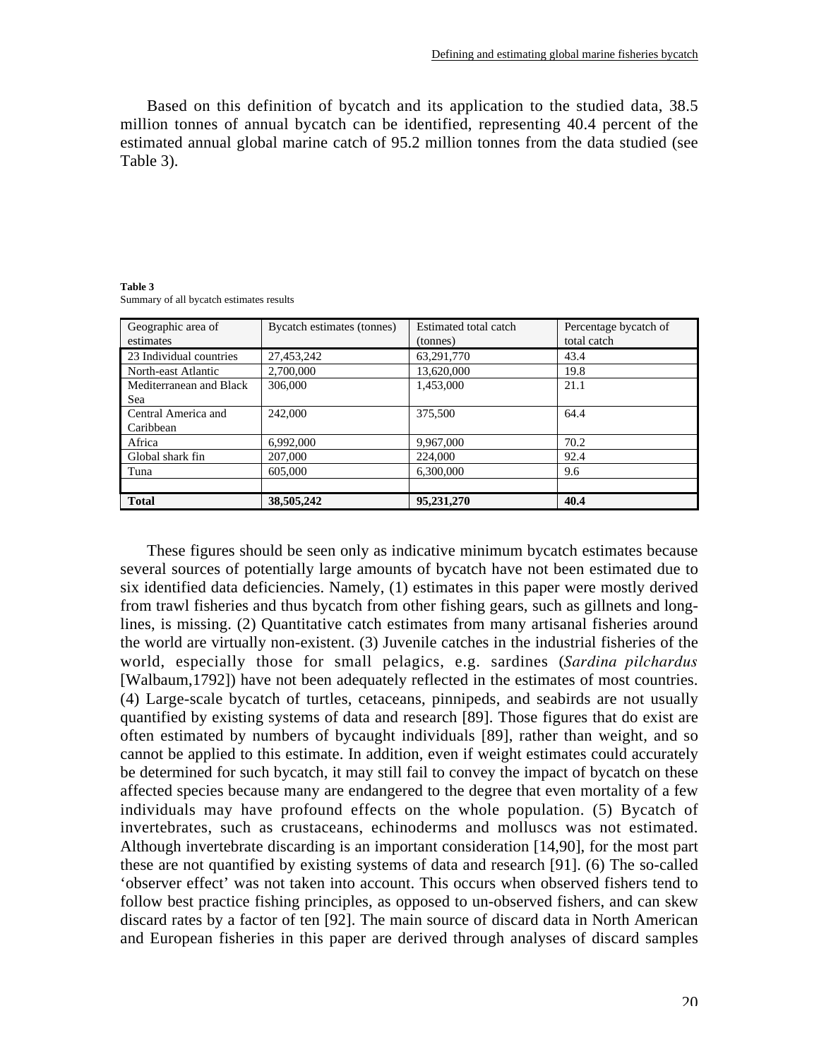Based on this definition of bycatch and its application to the studied data, 38.5 million tonnes of annual bycatch can be identified, representing 40.4 percent of the estimated annual global marine catch of 95.2 million tonnes from the data studied (see Table 3).

**Table 3**
Summary of all bycatch estimates results

| Geographic area of estimates | Bycatch estimates (tonnes) | Estimated total catch (tonnes) | Percentage bycatch of total catch |
|---|---|---|---|
| 23 Individual countries | 27,453,242 | 63,291,770 | 43.4 |
| North-east Atlantic | 2,700,000 | 13,620,000 | 19.8 |
| Mediterranean and Black Sea | 306,000 | 1,453,000 | 21.1 |
| Central America and Caribbean | 242,000 | 375,500 | 64.4 |
| Africa | 6,992,000 | 9,967,000 | 70.2 |
| Global shark fin | 207,000 | 224,000 | 92.4 |
| Tuna | 605,000 | 6,300,000 | 9.6 |
| | | | |
| **Total** | **38,505,242** | **95,231,270** | **40.4** |

These figures should be seen only as indicative minimum bycatch estimates because several sources of potentially large amounts of bycatch have not been estimated due to six identified data deficiencies. Namely, (1) estimates in this paper were mostly derived from trawl fisheries and thus bycatch from other fishing gears, such as gillnets and long-lines, is missing. (2) Quantitative catch estimates from many artisanal fisheries around the world are virtually non-existent. (3) Juvenile catches in the industrial fisheries of the world, especially those for small pelagics, e.g. sardines (*Sardina pilchardus* [Walbaum,1792]) have not been adequately reflected in the estimates of most countries. (4) Large-scale bycatch of turtles, cetaceans, pinnipeds, and seabirds are not usually quantified by existing systems of data and research [89]. Those figures that do exist are often estimated by numbers of bycaught individuals [89], rather than weight, and so cannot be applied to this estimate. In addition, even if weight estimates could accurately be determined for such bycatch, it may still fail to convey the impact of bycatch on these affected species because many are endangered to the degree that even mortality of a few individuals may have profound effects on the whole population. (5) Bycatch of invertebrates, such as crustaceans, echinoderms and molluscs was not estimated. Although invertebrate discarding is an important consideration [14,90], for the most part these are not quantified by existing systems of data and research [91]. (6) The so-called 'observer effect' was not taken into account. This occurs when observed fishers tend to follow best practice fishing principles, as opposed to un-observed fishers, and can skew discard rates by a factor of ten [92]. The main source of discard data in North American and European fisheries in this paper are derived through analyses of discard samples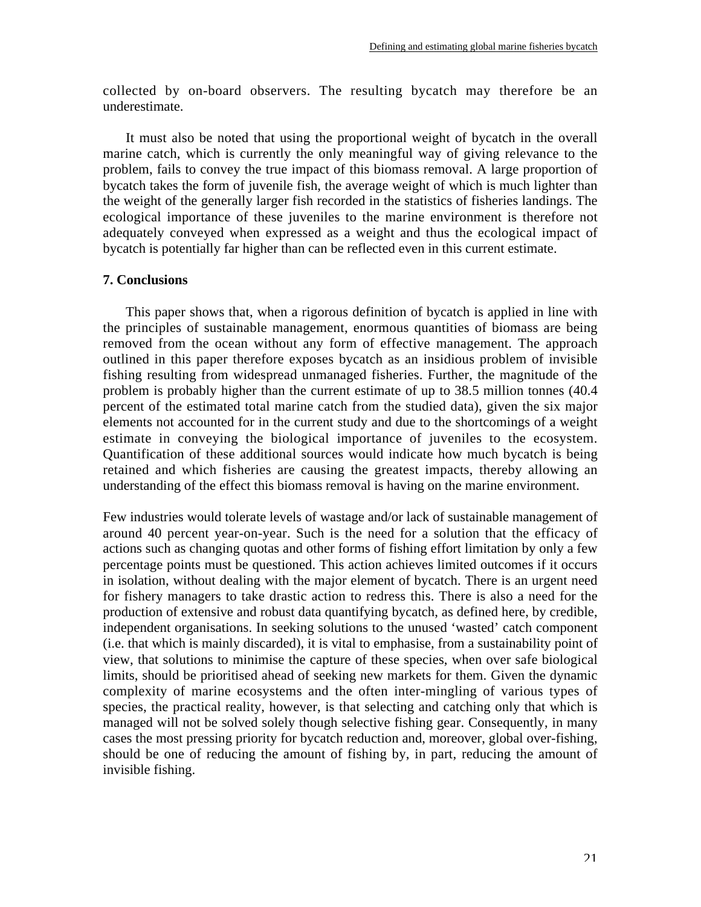collected by on-board observers. The resulting bycatch may therefore be an underestimate.

It must also be noted that using the proportional weight of bycatch in the overall marine catch, which is currently the only meaningful way of giving relevance to the problem, fails to convey the true impact of this biomass removal. A large proportion of bycatch takes the form of juvenile fish, the average weight of which is much lighter than the weight of the generally larger fish recorded in the statistics of fisheries landings. The ecological importance of these juveniles to the marine environment is therefore not adequately conveyed when expressed as a weight and thus the ecological impact of bycatch is potentially far higher than can be reflected even in this current estimate.

**7. Conclusions**

This paper shows that, when a rigorous definition of bycatch is applied in line with the principles of sustainable management, enormous quantities of biomass are being removed from the ocean without any form of effective management. The approach outlined in this paper therefore exposes bycatch as an insidious problem of invisible fishing resulting from widespread unmanaged fisheries. Further, the magnitude of the problem is probably higher than the current estimate of up to 38.5 million tonnes (40.4 percent of the estimated total marine catch from the studied data), given the six major elements not accounted for in the current study and due to the shortcomings of a weight estimate in conveying the biological importance of juveniles to the ecosystem. Quantification of these additional sources would indicate how much bycatch is being retained and which fisheries are causing the greatest impacts, thereby allowing an understanding of the effect this biomass removal is having on the marine environment.

Few industries would tolerate levels of wastage and/or lack of sustainable management of around 40 percent year-on-year. Such is the need for a solution that the efficacy of actions such as changing quotas and other forms of fishing effort limitation by only a few percentage points must be questioned. This action achieves limited outcomes if it occurs in isolation, without dealing with the major element of bycatch. There is an urgent need for fishery managers to take drastic action to redress this. There is also a need for the production of extensive and robust data quantifying bycatch, as defined here, by credible, independent organisations. In seeking solutions to the unused 'wasted' catch component (i.e. that which is mainly discarded), it is vital to emphasise, from a sustainability point of view, that solutions to minimise the capture of these species, when over safe biological limits, should be prioritised ahead of seeking new markets for them. Given the dynamic complexity of marine ecosystems and the often inter-mingling of various types of species, the practical reality, however, is that selecting and catching only that which is managed will not be solved solely though selective fishing gear. Consequently, in many cases the most pressing priority for bycatch reduction and, moreover, global over-fishing, should be one of reducing the amount of fishing by, in part, reducing the amount of invisible fishing.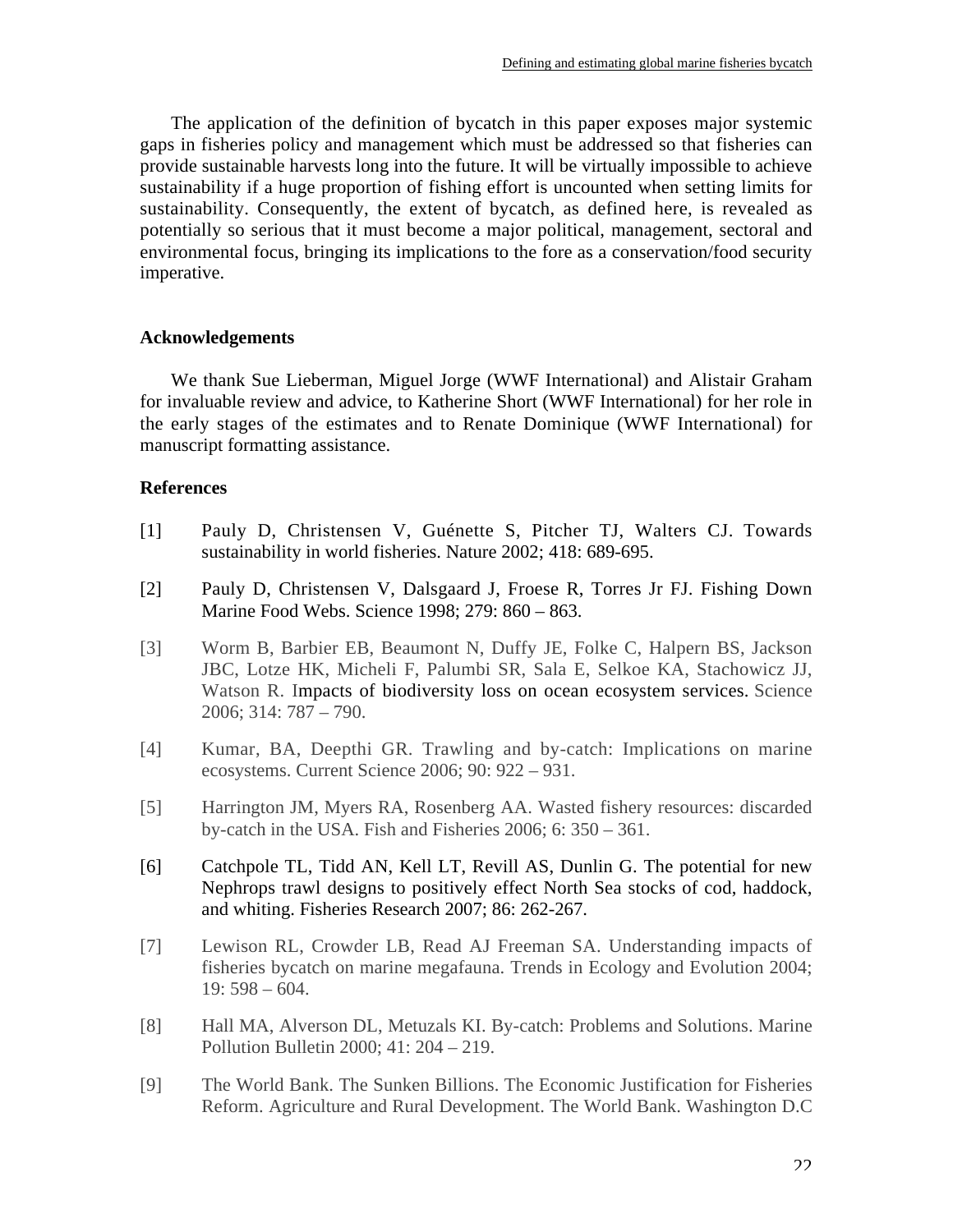The application of the definition of bycatch in this paper exposes major systemic gaps in fisheries policy and management which must be addressed so that fisheries can provide sustainable harvests long into the future. It will be virtually impossible to achieve sustainability if a huge proportion of fishing effort is uncounted when setting limits for sustainability. Consequently, the extent of bycatch, as defined here, is revealed as potentially so serious that it must become a major political, management, sectoral and environmental focus, bringing its implications to the fore as a conservation/food security imperative.

**Acknowledgements**

We thank Sue Lieberman, Miguel Jorge (WWF International) and Alistair Graham for invaluable review and advice, to Katherine Short (WWF International) for her role in the early stages of the estimates and to Renate Dominique (WWF International) for manuscript formatting assistance.

**References**

[1] Pauly D, Christensen V, Guénette S, Pitcher TJ, Walters CJ. Towards sustainability in world fisheries. Nature 2002; 418: 689-695.

[2] Pauly D, Christensen V, Dalsgaard J, Froese R, Torres Jr FJ. Fishing Down Marine Food Webs. Science 1998; 279: 860 – 863.

[3] Worm B, Barbier EB, Beaumont N, Duffy JE, Folke C, Halpern BS, Jackson JBC, Lotze HK, Micheli F, Palumbi SR, Sala E, Selkoe KA, Stachowicz JJ, Watson R. Impacts of biodiversity loss on ocean ecosystem services. Science 2006; 314: 787 – 790.

[4] Kumar, BA, Deepthi GR. Trawling and by-catch: Implications on marine ecosystems. Current Science 2006; 90: 922 – 931.

[5] Harrington JM, Myers RA, Rosenberg AA. Wasted fishery resources: discarded by-catch in the USA. Fish and Fisheries 2006; 6: 350 – 361.

[6] Catchpole TL, Tidd AN, Kell LT, Revill AS, Dunlin G. The potential for new Nephrops trawl designs to positively effect North Sea stocks of cod, haddock, and whiting. Fisheries Research 2007; 86: 262-267.

[7] Lewison RL, Crowder LB, Read AJ Freeman SA. Understanding impacts of fisheries bycatch on marine megafauna. Trends in Ecology and Evolution 2004; 19: 598 – 604.

[8] Hall MA, Alverson DL, Metuzals KI. By-catch: Problems and Solutions. Marine Pollution Bulletin 2000; 41: 204 – 219.

[9] The World Bank. The Sunken Billions. The Economic Justification for Fisheries Reform. Agriculture and Rural Development. The World Bank. Washington D.C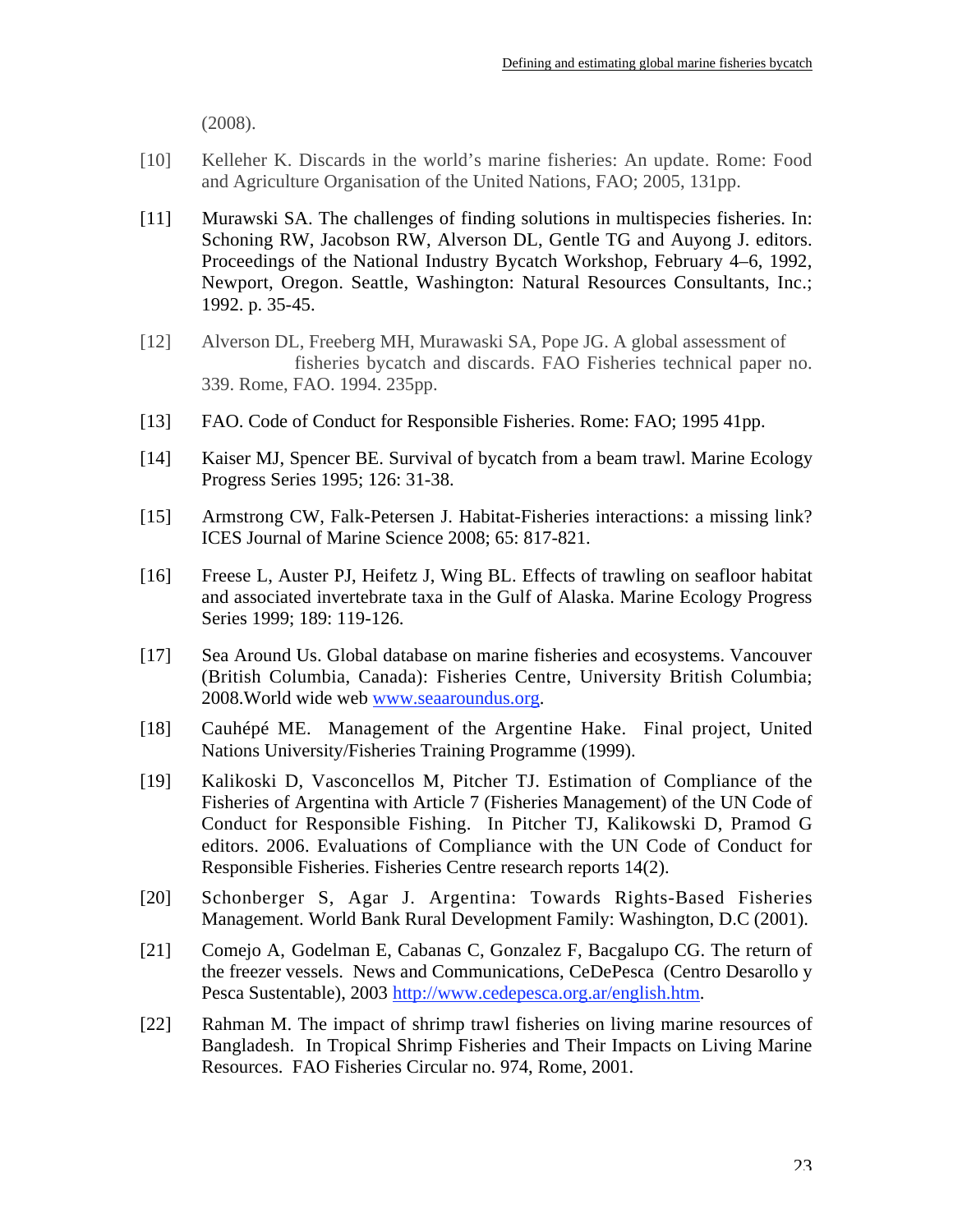(2008).

[10] Kelleher K. Discards in the world's marine fisheries: An update. Rome: Food and Agriculture Organisation of the United Nations, FAO; 2005, 131pp.

[11] Murawski SA. The challenges of finding solutions in multispecies fisheries. In: Schoning RW, Jacobson RW, Alverson DL, Gentle TG and Auyong J. editors. Proceedings of the National Industry Bycatch Workshop, February 4–6, 1992, Newport, Oregon. Seattle, Washington: Natural Resources Consultants, Inc.; 1992. p. 35-45.

[12] Alverson DL, Freeberg MH, Murawaski SA, Pope JG. A global assessment of fisheries bycatch and discards. FAO Fisheries technical paper no. 339. Rome, FAO. 1994. 235pp.

[13] FAO. Code of Conduct for Responsible Fisheries. Rome: FAO; 1995 41pp.

[14] Kaiser MJ, Spencer BE. Survival of bycatch from a beam trawl. Marine Ecology Progress Series 1995; 126: 31-38.

[15] Armstrong CW, Falk-Petersen J. Habitat-Fisheries interactions: a missing link? ICES Journal of Marine Science 2008; 65: 817-821.

[16] Freese L, Auster PJ, Heifetz J, Wing BL. Effects of trawling on seafloor habitat and associated invertebrate taxa in the Gulf of Alaska. Marine Ecology Progress Series 1999; 189: 119-126.

[17] Sea Around Us. Global database on marine fisheries and ecosystems. Vancouver (British Columbia, Canada): Fisheries Centre, University British Columbia; 2008.World wide web www.seaaroundus.org.

[18] Cauhépé ME. Management of the Argentine Hake. Final project, United Nations University/Fisheries Training Programme (1999).

[19] Kalikoski D, Vasconcellos M, Pitcher TJ. Estimation of Compliance of the Fisheries of Argentina with Article 7 (Fisheries Management) of the UN Code of Conduct for Responsible Fishing. In Pitcher TJ, Kalikowski D, Pramod G editors. 2006. Evaluations of Compliance with the UN Code of Conduct for Responsible Fisheries. Fisheries Centre research reports 14(2).

[20] Schonberger S, Agar J. Argentina: Towards Rights-Based Fisheries Management. World Bank Rural Development Family: Washington, D.C (2001).

[21] Comejo A, Godelman E, Cabanas C, Gonzalez F, Bacgalupo CG. The return of the freezer vessels. News and Communications, CeDePesca (Centro Desarollo y Pesca Sustentable), 2003 http://www.cedepesca.org.ar/english.htm.

[22] Rahman M. The impact of shrimp trawl fisheries on living marine resources of Bangladesh. In Tropical Shrimp Fisheries and Their Impacts on Living Marine Resources. FAO Fisheries Circular no. 974, Rome, 2001.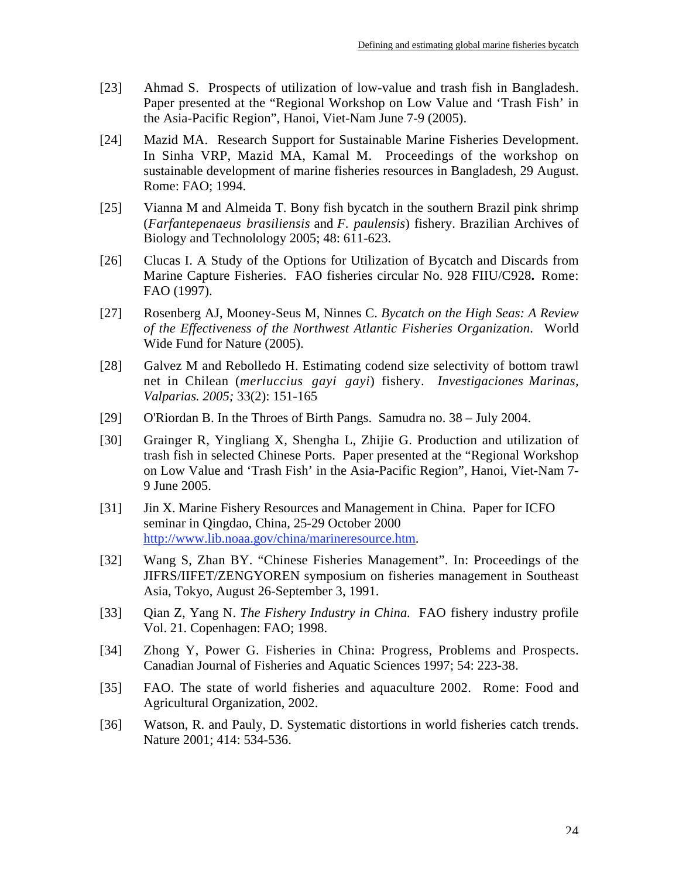[23] Ahmad S. Prospects of utilization of low-value and trash fish in Bangladesh. Paper presented at the "Regional Workshop on Low Value and 'Trash Fish' in the Asia-Pacific Region", Hanoi, Viet-Nam June 7-9 (2005).

[24] Mazid MA. Research Support for Sustainable Marine Fisheries Development. In Sinha VRP, Mazid MA, Kamal M. Proceedings of the workshop on sustainable development of marine fisheries resources in Bangladesh, 29 August. Rome: FAO; 1994.

[25] Vianna M and Almeida T. Bony fish bycatch in the southern Brazil pink shrimp (*Farfantepenaeus brasiliensis* and *F. paulensis*) fishery. Brazilian Archives of Biology and Technolology 2005; 48: 611-623.

[26] Clucas I. A Study of the Options for Utilization of Bycatch and Discards from Marine Capture Fisheries. FAO fisheries circular No. 928 FIIU/C928**.** Rome: FAO (1997).

[27] Rosenberg AJ, Mooney-Seus M, Ninnes C. *Bycatch on the High Seas: A Review of the Effectiveness of the Northwest Atlantic Fisheries Organization*. World Wide Fund for Nature (2005).

[28] Galvez M and Rebolledo H. Estimating codend size selectivity of bottom trawl net in Chilean (*merluccius gayi gayi*) fishery. *Investigaciones Marinas, Valparias. 2005;* 33(2): 151-165

[29] O'Riordan B. In the Throes of Birth Pangs. Samudra no. 38 – July 2004.

[30] Grainger R, Yingliang X, Shengha L, Zhijie G. Production and utilization of trash fish in selected Chinese Ports. Paper presented at the "Regional Workshop on Low Value and 'Trash Fish' in the Asia-Pacific Region", Hanoi, Viet-Nam 7-9 June 2005.

[31] Jin X. Marine Fishery Resources and Management in China. Paper for ICFO seminar in Qingdao, China, 25-29 October 2000 http://www.lib.noaa.gov/china/marineresource.htm.

[32] Wang S, Zhan BY. "Chinese Fisheries Management". In: Proceedings of the JIFRS/IIFET/ZENGYOREN symposium on fisheries management in Southeast Asia, Tokyo, August 26-September 3, 1991.

[33] Qian Z, Yang N. *The Fishery Industry in China.* FAO fishery industry profile Vol. 21. Copenhagen: FAO; 1998.

[34] Zhong Y, Power G. Fisheries in China: Progress, Problems and Prospects. Canadian Journal of Fisheries and Aquatic Sciences 1997; 54: 223-38.

[35] FAO. The state of world fisheries and aquaculture 2002. Rome: Food and Agricultural Organization, 2002.

[36] Watson, R. and Pauly, D. Systematic distortions in world fisheries catch trends. Nature 2001; 414: 534-536.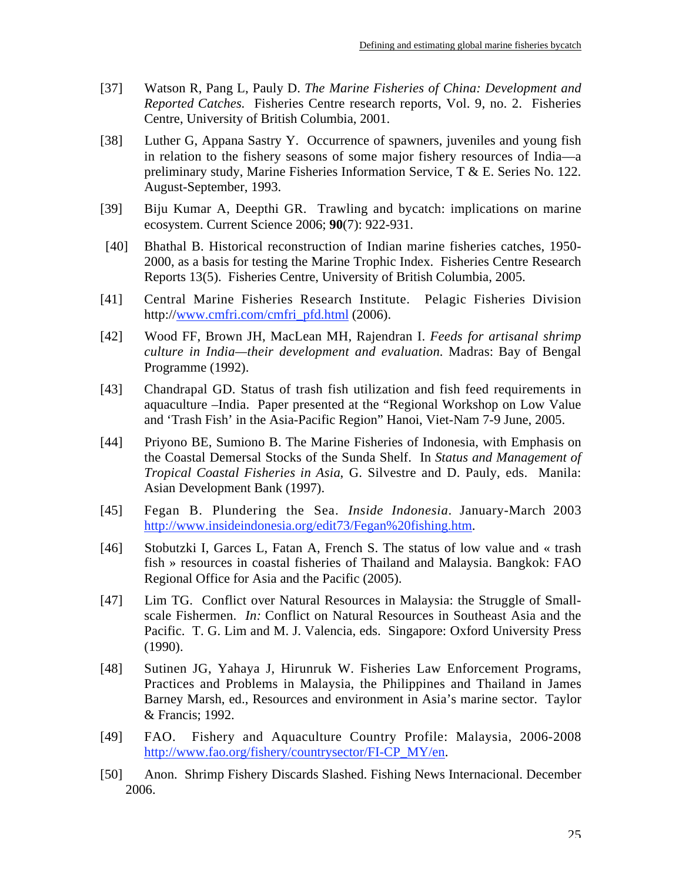[37] Watson R, Pang L, Pauly D. *The Marine Fisheries of China: Development and Reported Catches.* Fisheries Centre research reports, Vol. 9, no. 2. Fisheries Centre, University of British Columbia, 2001.

[38] Luther G, Appana Sastry Y. Occurrence of spawners, juveniles and young fish in relation to the fishery seasons of some major fishery resources of India—a preliminary study, Marine Fisheries Information Service, T & E. Series No. 122. August-September, 1993.

[39] Biju Kumar A, Deepthi GR. Trawling and bycatch: implications on marine ecosystem. Current Science 2006; **90**(7): 922-931.

[40] Bhathal B. Historical reconstruction of Indian marine fisheries catches, 1950-2000, as a basis for testing the Marine Trophic Index. Fisheries Centre Research Reports 13(5). Fisheries Centre, University of British Columbia, 2005.

[41] Central Marine Fisheries Research Institute. Pelagic Fisheries Division http://www.cmfri.com/cmfri_pfd.html (2006).

[42] Wood FF, Brown JH, MacLean MH, Rajendran I. *Feeds for artisanal shrimp culture in India—their development and evaluation.* Madras: Bay of Bengal Programme (1992).

[43] Chandrapal GD. Status of trash fish utilization and fish feed requirements in aquaculture –India. Paper presented at the "Regional Workshop on Low Value and 'Trash Fish' in the Asia-Pacific Region" Hanoi, Viet-Nam 7-9 June, 2005.

[44] Priyono BE, Sumiono B. The Marine Fisheries of Indonesia, with Emphasis on the Coastal Demersal Stocks of the Sunda Shelf. In *Status and Management of Tropical Coastal Fisheries in Asia*, G. Silvestre and D. Pauly, eds. Manila: Asian Development Bank (1997).

[45] Fegan B. Plundering the Sea. *Inside Indonesia*. January-March 2003 http://www.insideindonesia.org/edit73/Fegan%20fishing.htm.

[46] Stobutzki I, Garces L, Fatan A, French S. The status of low value and « trash fish » resources in coastal fisheries of Thailand and Malaysia. Bangkok: FAO Regional Office for Asia and the Pacific (2005).

[47] Lim TG. Conflict over Natural Resources in Malaysia: the Struggle of Small-scale Fishermen. *In:* Conflict on Natural Resources in Southeast Asia and the Pacific. T. G. Lim and M. J. Valencia, eds. Singapore: Oxford University Press (1990).

[48] Sutinen JG, Yahaya J, Hirunruk W. Fisheries Law Enforcement Programs, Practices and Problems in Malaysia, the Philippines and Thailand in James Barney Marsh, ed., Resources and environment in Asia's marine sector. Taylor & Francis; 1992.

[49] FAO. Fishery and Aquaculture Country Profile: Malaysia, 2006-2008 http://www.fao.org/fishery/countrysector/FI-CP_MY/en.

[50] Anon. Shrimp Fishery Discards Slashed. Fishing News Internacional. December 2006.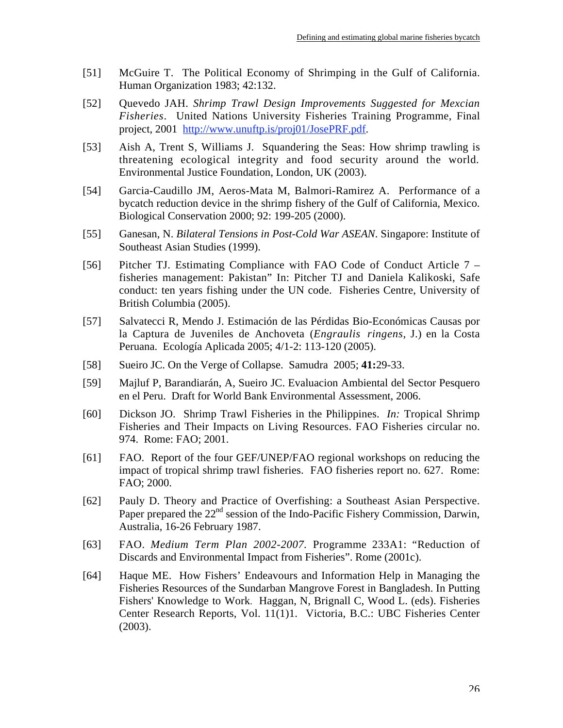[51] McGuire T. The Political Economy of Shrimping in the Gulf of California. Human Organization 1983; 42:132.

[52] Quevedo JAH. *Shrimp Trawl Design Improvements Suggested for Mexcian Fisheries*. United Nations University Fisheries Training Programme, Final project, 2001 http://www.unuftp.is/proj01/JosePRF.pdf.

[53] Aish A, Trent S, Williams J. Squandering the Seas: How shrimp trawling is threatening ecological integrity and food security around the world. Environmental Justice Foundation, London, UK (2003).

[54] Garcia-Caudillo JM, Aeros-Mata M, Balmori-Ramirez A. Performance of a bycatch reduction device in the shrimp fishery of the Gulf of California, Mexico. Biological Conservation 2000; 92: 199-205 (2000).

[55] Ganesan, N. *Bilateral Tensions in Post-Cold War ASEAN*. Singapore: Institute of Southeast Asian Studies (1999).

[56] Pitcher TJ. Estimating Compliance with FAO Code of Conduct Article 7 – fisheries management: Pakistan" In: Pitcher TJ and Daniela Kalikoski, Safe conduct: ten years fishing under the UN code. Fisheries Centre, University of British Columbia (2005).

[57] Salvatecci R, Mendo J. Estimación de las Pérdidas Bio-Económicas Causas por la Captura de Juveniles de Anchoveta (*Engraulis ringens*, J.) en la Costa Peruana. Ecología Aplicada 2005; 4/1-2: 113-120 (2005).

[58] Sueiro JC. On the Verge of Collapse. Samudra 2005; **41:**29-33.

[59] Majluf P, Barandiarán, A, Sueiro JC. Evaluacion Ambiental del Sector Pesquero en el Peru. Draft for World Bank Environmental Assessment, 2006.

[60] Dickson JO. Shrimp Trawl Fisheries in the Philippines. *In:* Tropical Shrimp Fisheries and Their Impacts on Living Resources. FAO Fisheries circular no. 974. Rome: FAO; 2001.

[61] FAO. Report of the four GEF/UNEP/FAO regional workshops on reducing the impact of tropical shrimp trawl fisheries. FAO fisheries report no. 627. Rome: FAO; 2000.

[62] Pauly D. Theory and Practice of Overfishing: a Southeast Asian Perspective. Paper prepared the 22nd session of the Indo-Pacific Fishery Commission, Darwin, Australia, 16-26 February 1987.

[63] FAO. *Medium Term Plan 2002-2007*. Programme 233A1: "Reduction of Discards and Environmental Impact from Fisheries". Rome (2001c).

[64] Haque ME. How Fishers' Endeavours and Information Help in Managing the Fisheries Resources of the Sundarban Mangrove Forest in Bangladesh. In Putting Fishers' Knowledge to Work. Haggan, N, Brignall C, Wood L. (eds). Fisheries Center Research Reports, Vol. 11(1)1. Victoria, B.C.: UBC Fisheries Center (2003).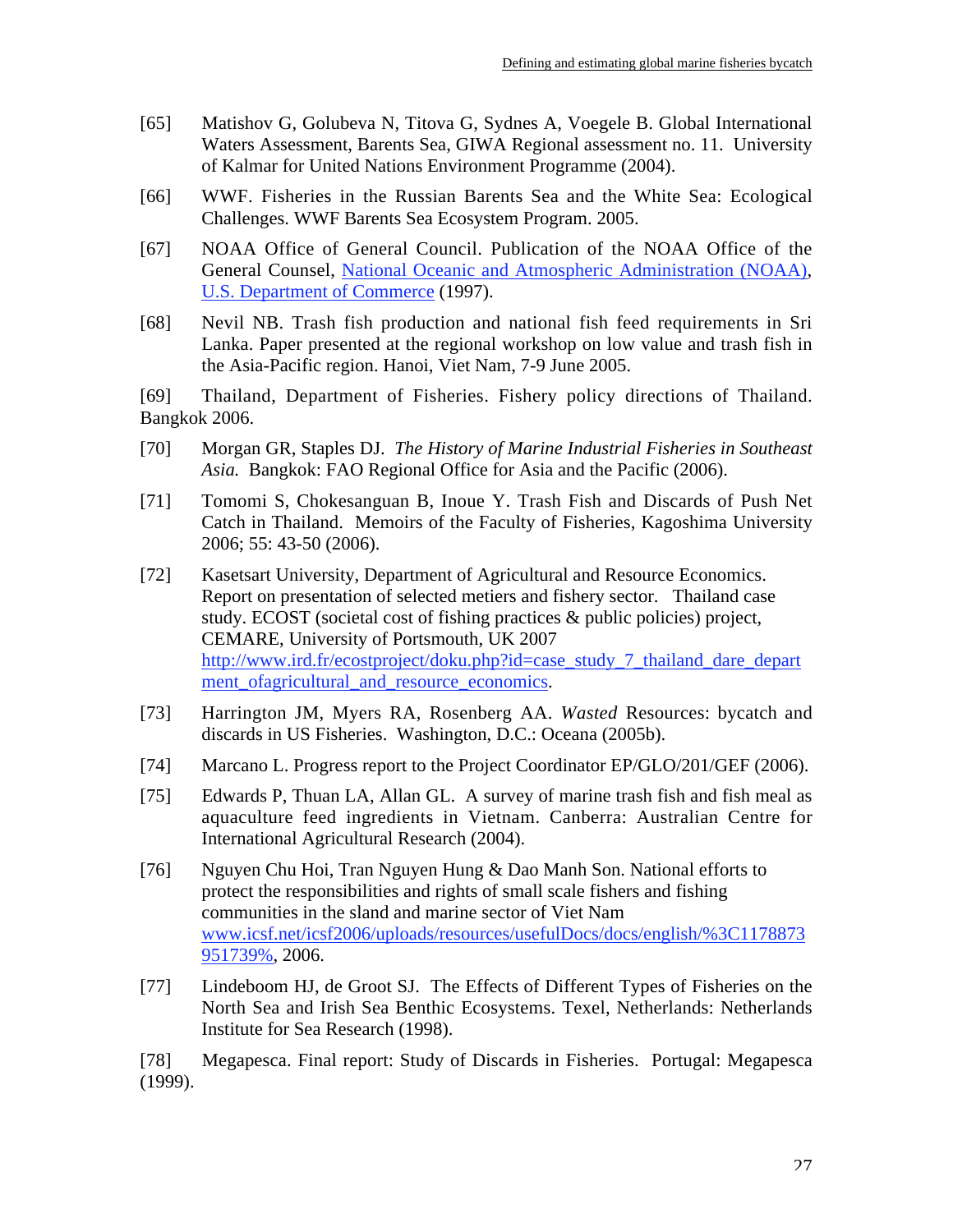[65] Matishov G, Golubeva N, Titova G, Sydnes A, Voegele B. Global International Waters Assessment, Barents Sea, GIWA Regional assessment no. 11. University of Kalmar for United Nations Environment Programme (2004).

[66] WWF. Fisheries in the Russian Barents Sea and the White Sea: Ecological Challenges. WWF Barents Sea Ecosystem Program. 2005.

[67] NOAA Office of General Council. Publication of the NOAA Office of the General Counsel, National Oceanic and Atmospheric Administration (NOAA), U.S. Department of Commerce (1997).

[68] Nevil NB. Trash fish production and national fish feed requirements in Sri Lanka. Paper presented at the regional workshop on low value and trash fish in the Asia-Pacific region. Hanoi, Viet Nam, 7-9 June 2005.

[69] Thailand, Department of Fisheries. Fishery policy directions of Thailand. Bangkok 2006.

[70] Morgan GR, Staples DJ. *The History of Marine Industrial Fisheries in Southeast Asia.* Bangkok: FAO Regional Office for Asia and the Pacific (2006).

[71] Tomomi S, Chokesanguan B, Inoue Y. Trash Fish and Discards of Push Net Catch in Thailand. Memoirs of the Faculty of Fisheries, Kagoshima University 2006; 55: 43-50 (2006).

[72] Kasetsart University, Department of Agricultural and Resource Economics. Report on presentation of selected metiers and fishery sector. Thailand case study. ECOST (societal cost of fishing practices & public policies) project, CEMARE, University of Portsmouth, UK 2007 http://www.ird.fr/ecostproject/doku.php?id=case_study_7_thailand_dare_department_ofagricultural_and_resource_economics.

[73] Harrington JM, Myers RA, Rosenberg AA. *Wasted* Resources: bycatch and discards in US Fisheries. Washington, D.C.: Oceana (2005b).

[74] Marcano L. Progress report to the Project Coordinator EP/GLO/201/GEF (2006).

[75] Edwards P, Thuan LA, Allan GL. A survey of marine trash fish and fish meal as aquaculture feed ingredients in Vietnam. Canberra: Australian Centre for International Agricultural Research (2004).

[76] Nguyen Chu Hoi, Tran Nguyen Hung & Dao Manh Son. National efforts to protect the responsibilities and rights of small scale fishers and fishing communities in the sland and marine sector of Viet Nam www.icsf.net/icsf2006/uploads/resources/usefulDocs/docs/english/%3C1178873951739%, 2006.

[77] Lindeboom HJ, de Groot SJ. The Effects of Different Types of Fisheries on the North Sea and Irish Sea Benthic Ecosystems. Texel, Netherlands: Netherlands Institute for Sea Research (1998).

[78] Megapesca. Final report: Study of Discards in Fisheries. Portugal: Megapesca (1999).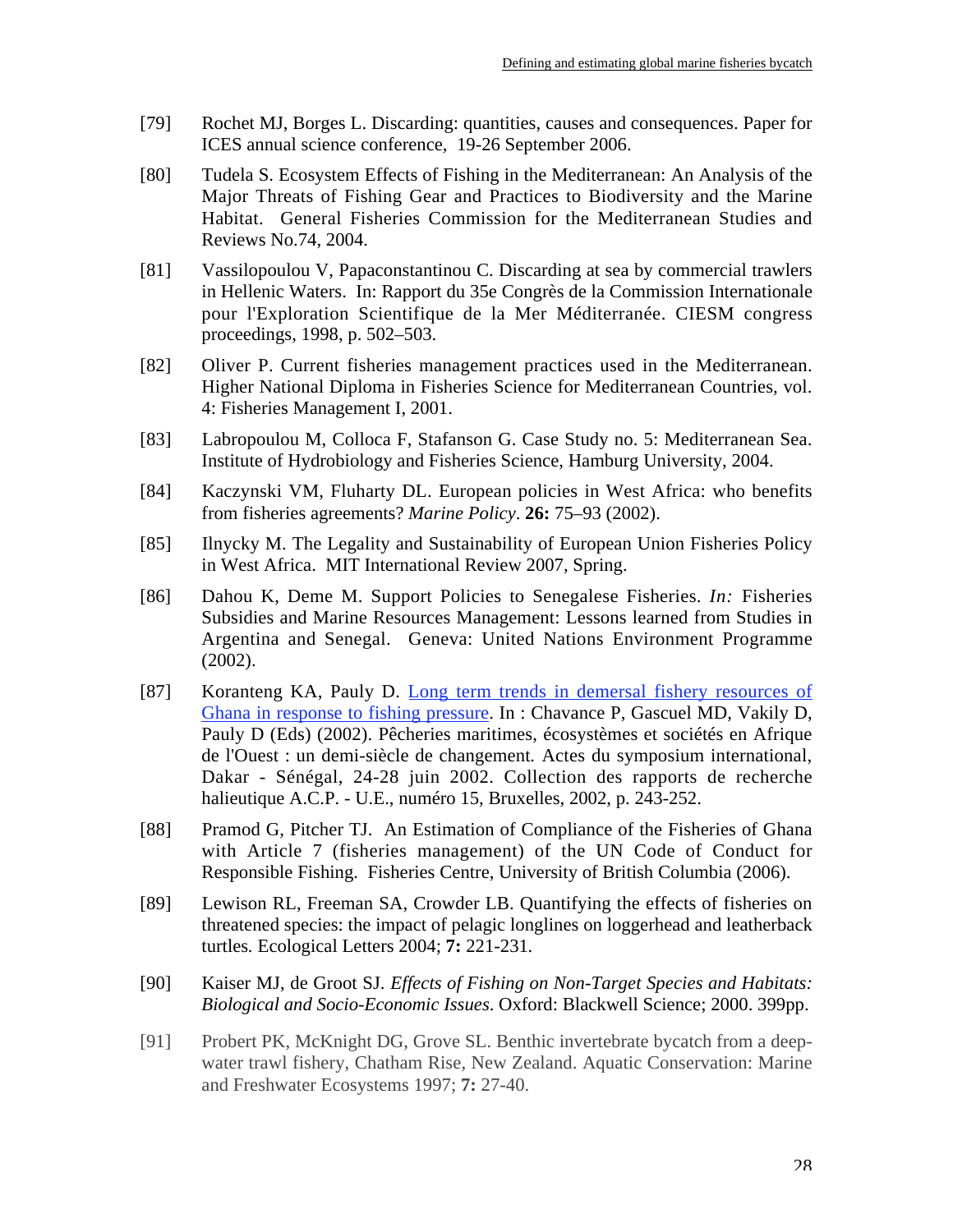[79] Rochet MJ, Borges L. Discarding: quantities, causes and consequences. Paper for ICES annual science conference, 19-26 September 2006.

[80] Tudela S. Ecosystem Effects of Fishing in the Mediterranean: An Analysis of the Major Threats of Fishing Gear and Practices to Biodiversity and the Marine Habitat. General Fisheries Commission for the Mediterranean Studies and Reviews No.74, 2004.

[81] Vassilopoulou V, Papaconstantinou C. Discarding at sea by commercial trawlers in Hellenic Waters. In: Rapport du 35e Congrès de la Commission Internationale pour l'Exploration Scientifique de la Mer Méditerranée. CIESM congress proceedings, 1998, p. 502–503.

[82] Oliver P. Current fisheries management practices used in the Mediterranean. Higher National Diploma in Fisheries Science for Mediterranean Countries, vol. 4: Fisheries Management I, 2001.

[83] Labropoulou M, Colloca F, Stafanson G. Case Study no. 5: Mediterranean Sea. Institute of Hydrobiology and Fisheries Science, Hamburg University, 2004.

[84] Kaczynski VM, Fluharty DL. European policies in West Africa: who benefits from fisheries agreements? *Marine Policy*. **26:** 75–93 (2002).

[85] Ilnycky M. The Legality and Sustainability of European Union Fisheries Policy in West Africa. MIT International Review 2007, Spring.

[86] Dahou K, Deme M. Support Policies to Senegalese Fisheries. *In:* Fisheries Subsidies and Marine Resources Management: Lessons learned from Studies in Argentina and Senegal. Geneva: United Nations Environment Programme (2002).

[87] Koranteng KA, Pauly D. Long term trends in demersal fishery resources of Ghana in response to fishing pressure. In : Chavance P, Gascuel MD, Vakily D, Pauly D (Eds) (2002). Pêcheries maritimes, écosystèmes et sociétés en Afrique de l'Ouest : un demi-siècle de changement. Actes du symposium international, Dakar - Sénégal, 24-28 juin 2002. Collection des rapports de recherche halieutique A.C.P. - U.E., numéro 15, Bruxelles, 2002, p. 243-252.

[88] Pramod G, Pitcher TJ. An Estimation of Compliance of the Fisheries of Ghana with Article 7 (fisheries management) of the UN Code of Conduct for Responsible Fishing. Fisheries Centre, University of British Columbia (2006).

[89] Lewison RL, Freeman SA, Crowder LB. Quantifying the effects of fisheries on threatened species: the impact of pelagic longlines on loggerhead and leatherback turtles. Ecological Letters 2004; **7:** 221-231.

[90] Kaiser MJ, de Groot SJ. *Effects of Fishing on Non-Target Species and Habitats: Biological and Socio-Economic Issues*. Oxford: Blackwell Science; 2000. 399pp.

[91] Probert PK, McKnight DG, Grove SL. Benthic invertebrate bycatch from a deep-water trawl fishery, Chatham Rise, New Zealand. Aquatic Conservation: Marine and Freshwater Ecosystems 1997; **7:** 27-40.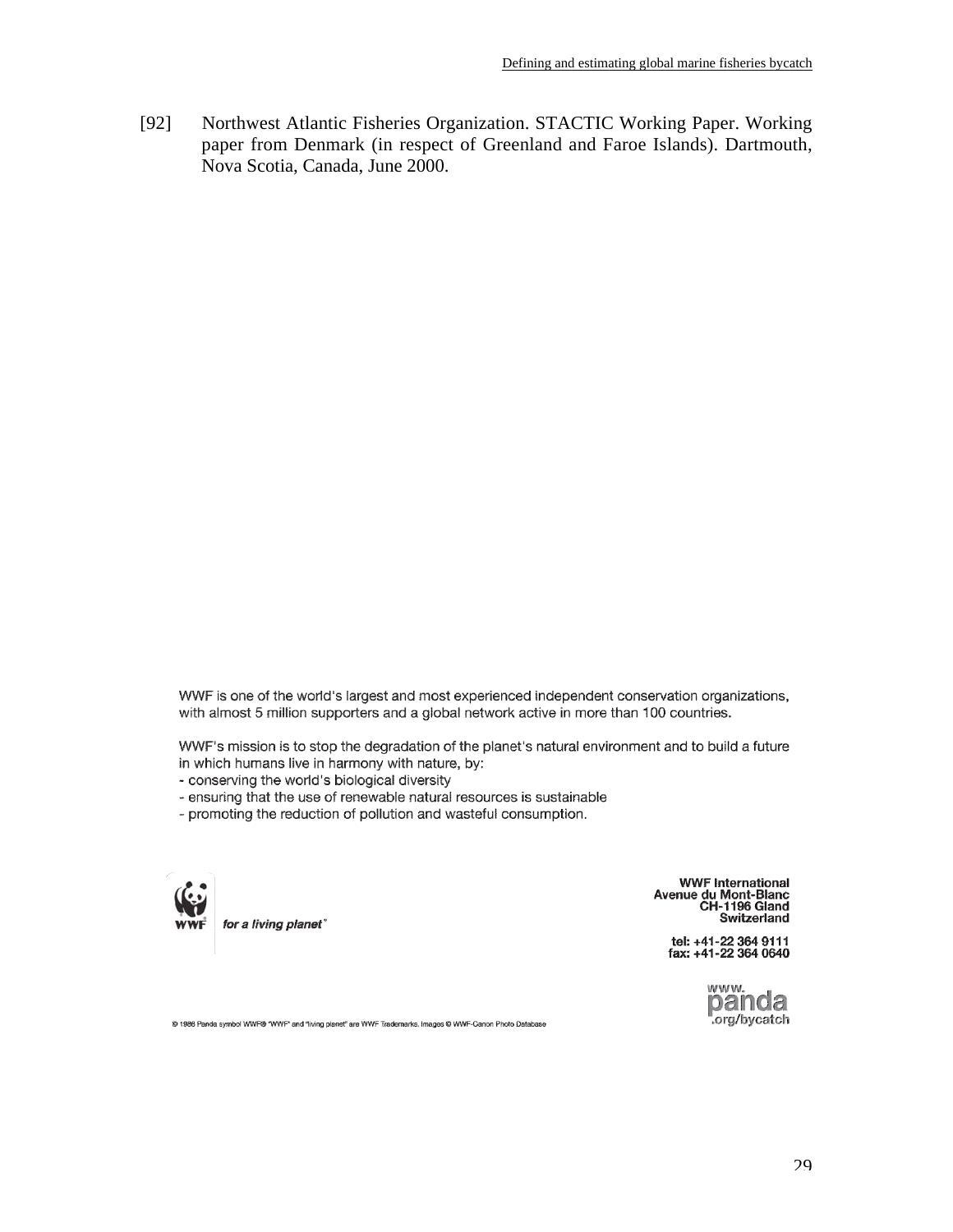[92] Northwest Atlantic Fisheries Organization. STACTIC Working Paper. Working paper from Denmark (in respect of Greenland and Faroe Islands). Dartmouth, Nova Scotia, Canada, June 2000.

WWF is one of the world's largest and most experienced independent conservation organizations, with almost 5 million supporters and a global network active in more than 100 countries.

WWF's mission is to stop the degradation of the planet's natural environment and to build a future in which humans live in harmony with nature, by:

- conserving the world's biological diversity
- ensuring that the use of renewable natural resources is sustainable
- promoting the reduction of pollution and wasteful consumption.

WWF *for a living planet*®

**WWF International**
**Avenue du Mont-Blanc**
**CH-1196 Gland**
**Switzerland**

**tel: +41-22 364 9111**
**fax: +41-22 364 0640**

www.panda.org/bycatch

© 1986 Panda symbol WWF® "WWF" and "living planet" are WWF Trademarks. Images © WWF-Canon Photo Database